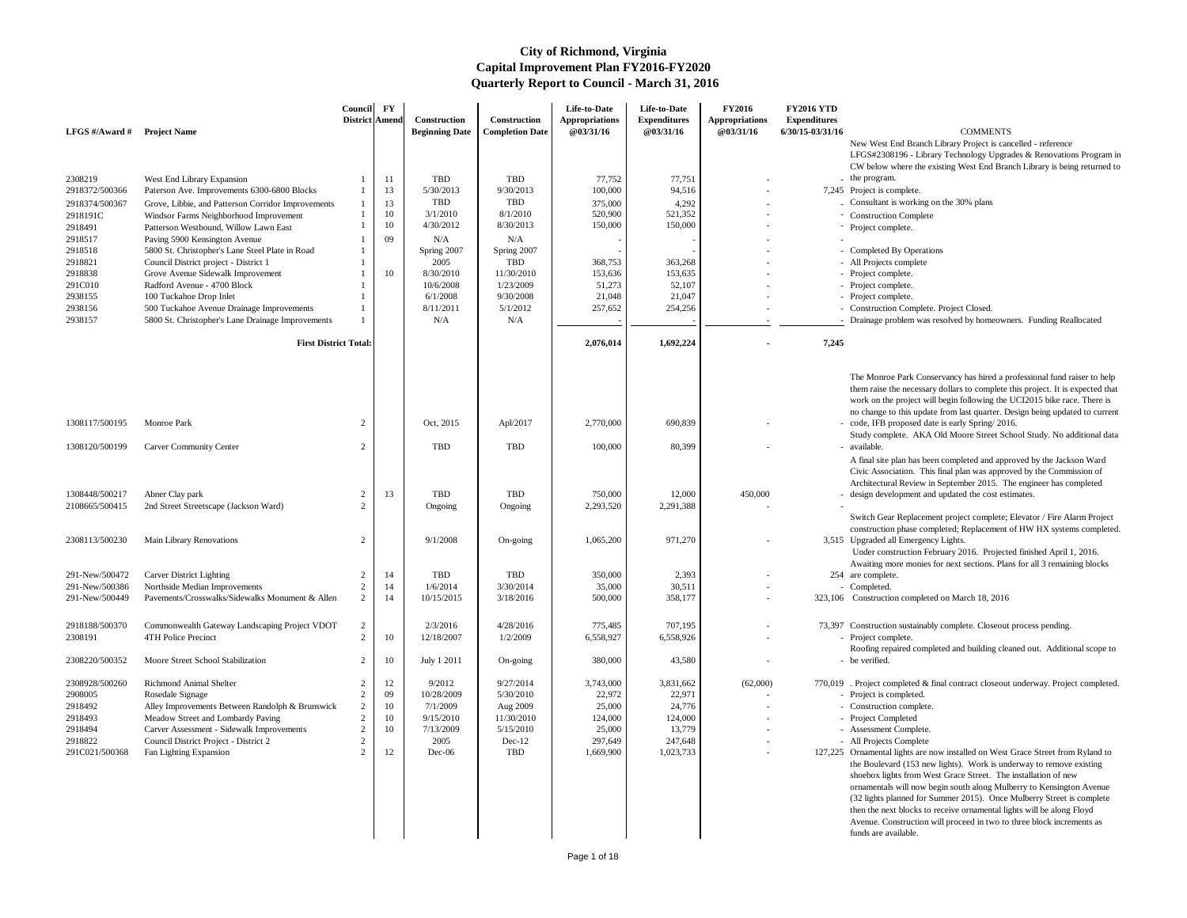# City of Richmond, Virginia
## Capital Improvement Plan FY2016-FY2020
## Quarterly Report to Council - March 31, 2016

| LFGS #/Award # | Project Name | Council District | FY Amend | Construction Beginning Date | Construction Completion Date | Life-to-Date Appropriations @03/31/16 | Life-to-Date Expenditures @03/31/16 | FY2016 Appropriations @03/31/16 | FY2016 YTD Expenditures 6/30/15-03/31/16 | COMMENTS |
|---|---|---|---|---|---|---|---|---|---|---|
| 2308219 | West End Library Expansion | 1 | 11 | TBD | TBD | 77,752 | 77,751 | - | - | New West End Branch Library Project is cancelled - reference LFGS#2308196 - Library Technology Upgrades & Renovations Program in CW below where the existing West End Branch Library is being returned to the program. |
| 2918372/500366 | Paterson Ave. Improvements 6300-6800 Blocks | 1 | 13 | 5/30/2013 | 9/30/2013 | 100,000 | 94,516 | - | 7,245 | Project is complete. |
| 2918374/500367 | Grove, Libbie, and Patterson Corridor Improvements | 1 | 13 | TBD | TBD | 375,000 | 4,292 | - | - | Consultant is working on the 30% plans |
| 2918191C | Windsor Farms Neighborhood Improvement | 1 | 10 | 3/1/2010 | 8/1/2010 | 520,900 | 521,352 | - | - | Construction Complete |
| 2918491 | Patterson Westbound, Willow Lawn East | 1 | 10 | 4/30/2012 | 8/30/2013 | 150,000 | 150,000 | - | - | Project complete. |
| 2918517 | Paving 5900 Kensington Avenue | 1 | 09 | N/A | N/A | - | - | - | - | |
| 2918518 | 5800 St. Christopher's Lane Steel Plate in Road | 1 | | Spring 2007 | Spring 2007 | - | - | - | - | Completed By Operations |
| 2918821 | Council District project - District 1 | 1 | | 2005 | TBD | 368,753 | 363,268 | - | - | All Projects complete |
| 2918838 | Grove Avenue Sidewalk Improvement | 1 | 10 | 8/30/2010 | 11/30/2010 | 153,636 | 153,635 | - | - | Project complete. |
| 291C010 | Radford Avenue - 4700 Block | 1 | | 10/6/2008 | 1/23/2009 | 51,273 | 52,107 | - | - | Project complete. |
| 2938155 | 100 Tuckahoe Drop Inlet | 1 | | 6/1/2008 | 9/30/2008 | 21,048 | 21,047 | - | - | Project complete. |
| 2938156 | 500 Tuckahoe Avenue Drainage Improvements | 1 | | 8/11/2011 | 5/1/2012 | 257,652 | 254,256 | - | - | Construction Complete. Project Closed. |
| 2938157 | 5800 St. Christopher's Lane Drainage Improvements | 1 | | N/A | N/A | - | - | - | - | Drainage problem was resolved by homeowners. Funding Reallocated |
| | **First District Total:** | | | | | **2,076,014** | **1,692,224** | **-** | **7,245** | |
| 1308117/500195 | Monroe Park | 2 | | Oct, 2015 | Apl/2017 | 2,770,000 | 690,839 | - | - | The Monroe Park Conservancy has hired a professional fund raiser to help them raise the necessary dollars to complete this project. It is expected that work on the project will begin following the UCI2015 bike race. There is no change to this update from last quarter. Design being updated to current code, IFB proposed date is early Spring/ 2016. |
| 1308120/500199 | Carver Community Center | 2 | | TBD | TBD | 100,000 | 80,399 | - | - | Study complete. AKA Old Moore Street School Study. No additional data available. |
| 1308448/500217 | Abner Clay park | 2 | 13 | TBD | TBD | 750,000 | 12,000 | 450,000 | - | A final site plan has been completed and approved by the Jackson Ward Civic Association. This final plan was approved by the Commission of Architectural Review in September 2015. The engineer has completed design development and updated the cost estimates. |
| 2108665/500415 | 2nd Street Streetscape (Jackson Ward) | 2 | | Ongoing | Ongoing | 2,293,520 | 2,291,388 | - | - | |
| 2308113/500230 | Main Library Renovations | 2 | | 9/1/2008 | On-going | 1,065,200 | 971,270 | - | 3,515 | Switch Gear Replacement project complete; Elevator / Fire Alarm Project construction phase completed; Replacement of HW HX systems completed. Upgraded all Emergency Lights. |
| 291-New/500472 | Carver District Lighting | 2 | 14 | TBD | TBD | 350,000 | 2,393 | - | 254 | Under construction February 2016. Projected finished April 1, 2016. Awaiting more monies for next sections. Plans for all 3 remaining blocks are complete. |
| 291-New/500386 | Northside Median Improvements | 2 | 14 | 1/6/2014 | 3/30/2014 | 35,000 | 30,511 | - | - | Completed. |
| 291-New/500449 | Pavements/Crosswalks/Sidewalks Monument & Allen | 2 | 14 | 10/15/2015 | 3/18/2016 | 500,000 | 358,177 | - | 323,106 | Construction completed on March 18, 2016 |
| 2918188/500370 | Commonwealth Gateway Landscaping Project VDOT | 2 | | 2/3/2016 | 4/28/2016 | 775,485 | 707,195 | - | 73,397 | Construction sustainably complete. Closeout process pending. |
| 2308191 | 4TH Police Precinct | 2 | 10 | 12/18/2007 | 1/2/2009 | 6,558,927 | 6,558,926 | - | - | Project complete. |
| 2308220/500352 | Moore Street School Stabilization | 2 | 10 | July 1 2011 | On-going | 380,000 | 43,580 | - | - | Roofing repaired completed and building cleaned out. Additional scope to be verified. |
| 2308928/500260 | Richmond Animal Shelter | 2 | 12 | 9/2012 | 9/27/2014 | 3,743,000 | 3,831,662 | (62,000) | 770,019 | . Project completed & final contract closeout underway. Project completed. |
| 2908005 | Rosedale Signage | 2 | 09 | 10/28/2009 | 5/30/2010 | 22,972 | 22,971 | - | - | Project is completed. |
| 2918492 | Alley Improvements Between Randolph & Brunswick | 2 | 10 | 7/1/2009 | Aug 2009 | 25,000 | 24,776 | - | - | Construction complete. |
| 2918493 | Meadow Street and Lombardy Paving | 2 | 10 | 9/15/2010 | 11/30/2010 | 124,000 | 124,000 | - | - | Project Completed |
| 2918494 | Carver Assessment - Sidewalk Improvements | 2 | 10 | 7/13/2009 | 5/15/2010 | 25,000 | 13,779 | - | - | Assessment Complete. |
| 2918822 | Council District Project - District 2 | 2 | | 2005 | Dec-12 | 297,649 | 247,648 | - | - | All Projects Complete |
| 291C021/500368 | Fan Lighting Expansion | 2 | 12 | Dec-06 | TBD | 1,669,900 | 1,023,733 | - | 127,225 | Ornamental lights are now installed on West Grace Street from Ryland to the Boulevard (153 new lights). Work is underway to remove existing shoebox lights from West Grace Street. The installation of new ornamentals will now begin south along Mulberry to Kensington Avenue (32 lights planned for Summer 2015). Once Mulberry Street is complete then the next blocks to receive ornamental lights will be along Floyd Avenue. Construction will proceed in two to three block increments as funds are available. |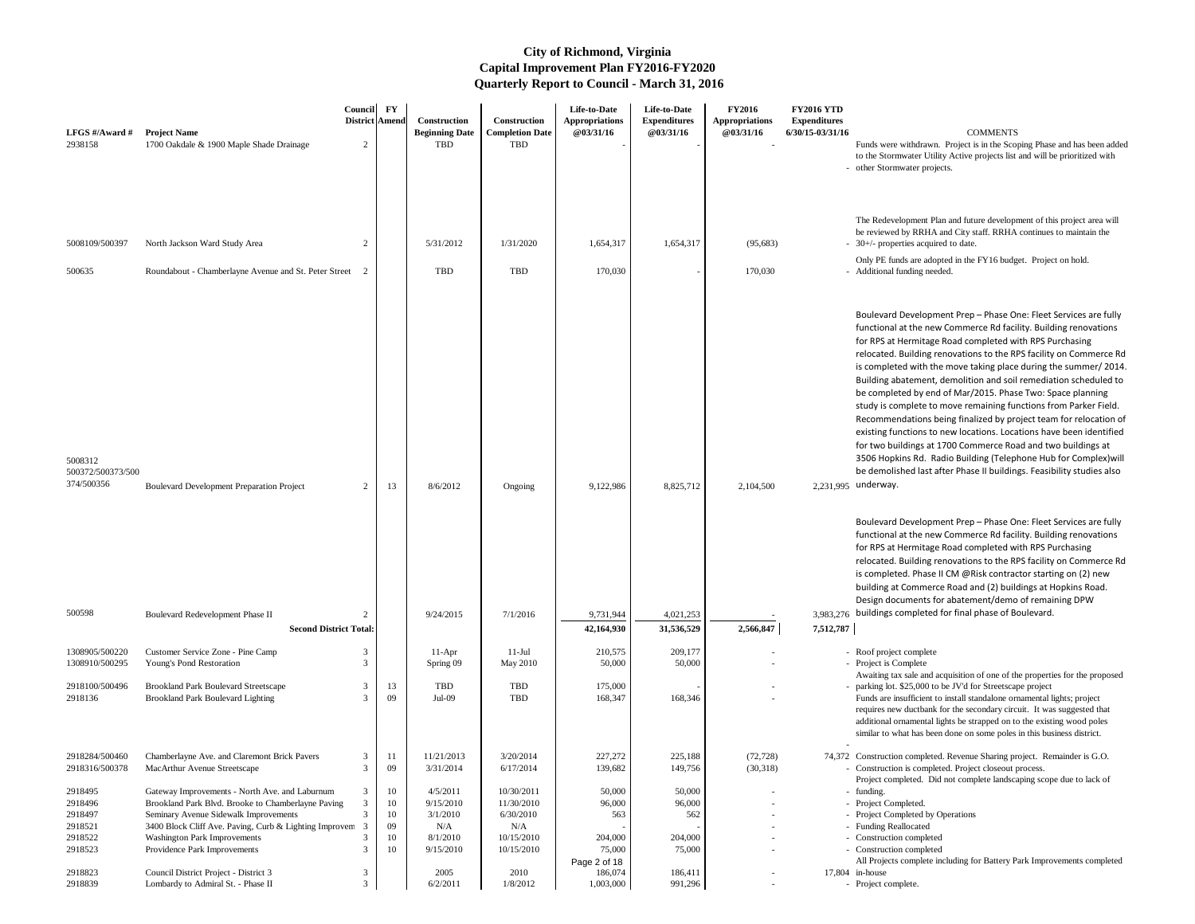# City of Richmond, Virginia
## Capital Improvement Plan FY2016-FY2020
## Quarterly Report to Council - March 31, 2016

| LFGS #/Award # | Project Name | Council District | FY Amend | Construction Beginning Date | Construction Completion Date | Life-to-Date Appropriations @03/31/16 | Life-to-Date Expenditures @03/31/16 | FY2016 Appropriations @03/31/16 | FY2016 YTD Expenditures 6/30/15-03/31/16 | COMMENTS |
|---|---|---|---|---|---|---|---|---|---|---|
| 2938158 | 1700 Oakdale & 1900 Maple Shade Drainage | 2 | | TBD | TBD | - | - | - | - | Funds were withdrawn. Project is in the Scoping Phase and has been added to the Stormwater Utility Active projects list and will be prioritized with other Stormwater projects. |
| 5008109/500397 | North Jackson Ward Study Area | 2 | | 5/31/2012 | 1/31/2020 | 1,654,317 | 1,654,317 | (95,683) | - | The Redevelopment Plan and future development of this project area will be reviewed by RRHA and City staff. RRHA continues to maintain the 30+/- properties acquired to date. |
| 500635 | Roundabout - Chamberlayne Avenue and St. Peter Street | 2 | | TBD | TBD | 170,030 | - | 170,030 | - | Only PE funds are adopted in the FY16 budget. Project on hold. Additional funding needed. |
| 5008312 500372/500373/500374/500356 | Boulevard Development Preparation Project | 2 | 13 | 8/6/2012 | Ongoing | 9,122,986 | 8,825,712 | 2,104,500 | 2,231,995 | Boulevard Development Prep – Phase One: Fleet Services are fully functional at the new Commerce Rd facility. Building renovations for RPS at Hermitage Road completed with RPS Purchasing relocated. Building renovations to the RPS facility on Commerce Rd is completed with the move taking place during the summer/ 2014. Building abatement, demolition and soil remediation scheduled to be completed by end of Mar/2015. Phase Two: Space planning study is complete to move remaining functions from Parker Field. Recommendations being finalized by project team for relocation of existing functions to new locations. Locations have been identified for two buildings at 1700 Commerce Road and two buildings at 3506 Hopkins Rd. Radio Building (Telephone Hub for Complex)will be demolished last after Phase II buildings. Feasibility studies also underway. |
| 500598 | Boulevard Redevelopment Phase II | 2 | | 9/24/2015 | 7/1/2016 | 9,731,944 | 4,021,253 | - | 3,983,276 | Boulevard Development Prep – Phase One: Fleet Services are fully functional at the new Commerce Rd facility. Building renovations for RPS at Hermitage Road completed with RPS Purchasing relocated. Building renovations to the RPS facility on Commerce Rd is completed. Phase II CM @Risk contractor starting on (2) new building at Commerce Road and (2) buildings at Hopkins Road. Design documents for abatement/demo of remaining DPW buildings completed for final phase of Boulevard. |
| | **Second District Total:** | | | | | **42,164,930** | **31,536,529** | **2,566,847** | **7,512,787** | |
| 1308905/500220 | Customer Service Zone - Pine Camp | 3 | | 11-Apr | 11-Jul | 210,575 | 209,177 | - | - | Roof project complete |
| 1308910/500295 | Young's Pond Restoration | 3 | | Spring 09 | May 2010 | 50,000 | 50,000 | - | - | Project is Complete |
| 2918100/500496 | Brookland Park Boulevard Streetscape | 3 | 13 | TBD | TBD | 175,000 | - | - | - | Awaiting tax sale and acquisition of one of the properties for the proposed parking lot. $25,000 to be JV'd for Streetscape project |
| 2918136 | Brookland Park Boulevard Lighting | 3 | 09 | Jul-09 | TBD | 168,347 | 168,346 | - | - | Funds are insufficient to install standalone ornamental lights; project requires new ductbank for the secondary circuit. It was suggested that additional ornamental lights be strapped on to the existing wood poles similar to what has been done on some poles in this business district. |
| 2918284/500460 | Chamberlayne Ave. and Claremont Brick Pavers | 3 | 11 | 11/21/2013 | 3/20/2014 | 227,272 | 225,188 | (72,728) | 74,372 | Construction completed. Revenue Sharing project. Remainder is G.O. |
| 2918316/500378 | MacArthur Avenue Streetscape | 3 | 09 | 3/31/2014 | 6/17/2014 | 139,682 | 149,756 | (30,318) | - | Construction is completed. Project closeout process. |
| 2918495 | Gateway Improvements - North Ave. and Laburnum | 3 | 10 | 4/5/2011 | 10/30/2011 | 50,000 | 50,000 | - | - | Project completed. Did not complete landscaping scope due to lack of funding. |
| 2918496 | Brookland Park Blvd. Brooke to Chamberlayne Paving | 3 | 10 | 9/15/2010 | 11/30/2010 | 96,000 | 96,000 | - | - | Project Completed. |
| 2918497 | Seminary Avenue Sidewalk Improvements | 3 | 10 | 3/1/2010 | 6/30/2010 | 563 | 562 | - | - | Project Completed by Operations |
| 2918521 | 3400 Block Cliff Ave. Paving, Curb & Lighting Improvem | 3 | 09 | N/A | N/A | - | - | - | - | Funding Reallocated |
| 2918522 | Washington Park Improvements | 3 | 10 | 8/1/2010 | 10/15/2010 | 204,000 | 204,000 | - | - | Construction completed |
| 2918523 | Providence Park Improvements | 3 | 10 | 9/15/2010 | 10/15/2010 | 75,000 | 75,000 | - | - | Construction completed |
| 2918823 | Council District Project - District 3 | 3 | | 2005 | 2010 | 186,074 | 186,411 | - | 17,804 | All Projects complete including for Battery Park Improvements completed in-house |
| 2918839 | Lombardy to Admiral St. - Phase II | 3 | | 6/2/2011 | 1/8/2012 | 1,003,000 | 991,296 | - | - | Project complete. |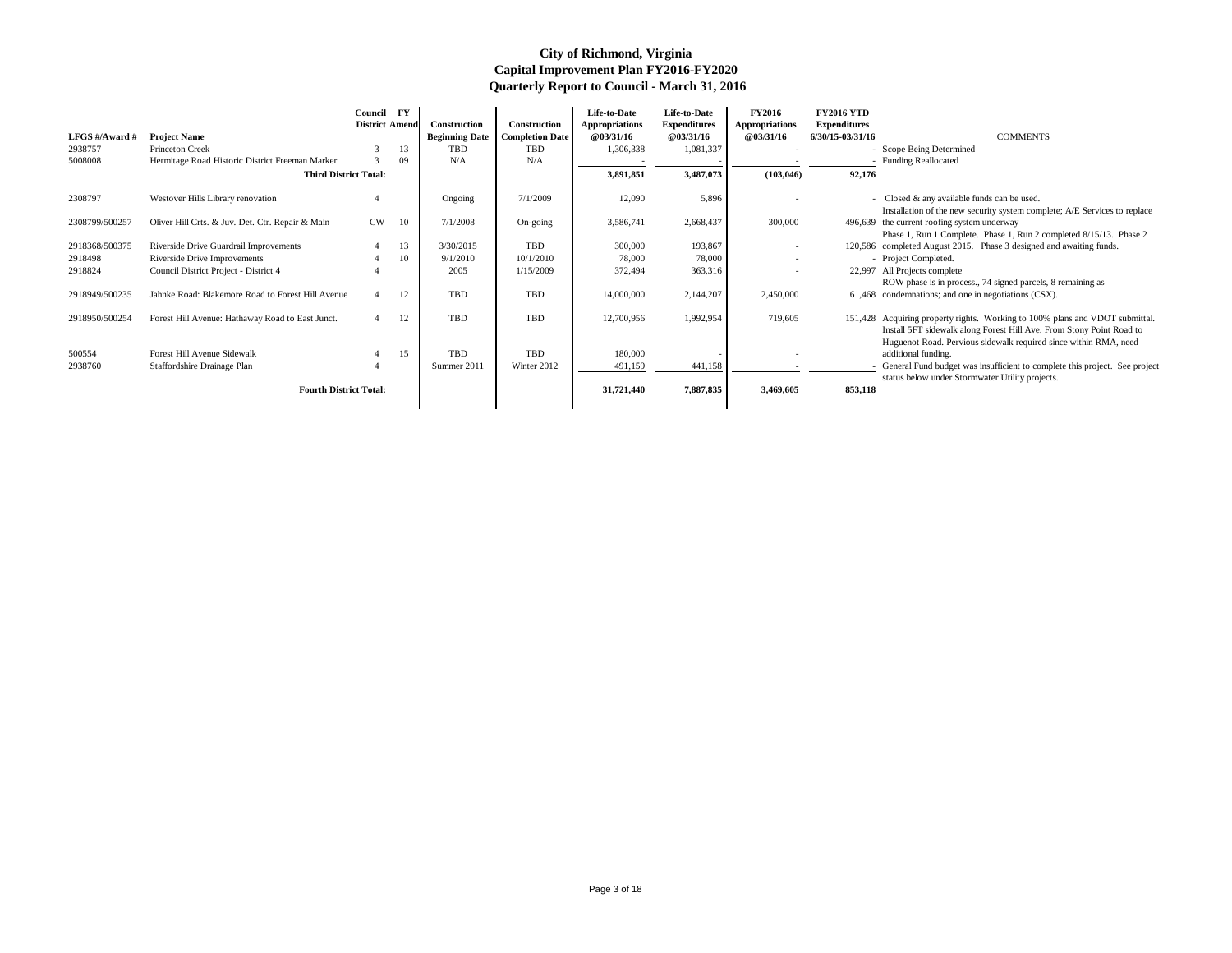# City of Richmond, Virginia
## Capital Improvement Plan FY2016-FY2020
### Quarterly Report to Council - March 31, 2016

| LFGS #/Award # | Project Name | Council District | FY Amend | Construction Beginning Date | Construction Completion Date | Life-to-Date Appropriations @03/31/16 | Life-to-Date Expenditures @03/31/16 | FY2016 Appropriations @03/31/16 | FY2016 YTD Expenditures 6/30/15-03/31/16 | COMMENTS |
|---|---|---|---|---|---|---|---|---|---|---|
| 2938757 | Princeton Creek | 3 | 13 | TBD | TBD | 1,306,338 | 1,081,337 | - | - | Scope Being Determined |
| 5008008 | Hermitage Road Historic District Freeman Marker | 3 | 09 | N/A | N/A | - | - | - | - | Funding Reallocated |
| | **Third District Total:** | | | | | **3,891,851** | **3,487,073** | **(103,046)** | **92,176** | |
| 2308797 | Westover Hills Library renovation | 4 | | Ongoing | 7/1/2009 | 12,090 | 5,896 | - | - | Closed & any available funds can be used. |
| 2308799/500257 | Oliver Hill Crts. & Juv. Det. Ctr. Repair & Main | CW | 10 | 7/1/2008 | On-going | 3,586,741 | 2,668,437 | 300,000 | 496,639 | Installation of the new security system complete; A/E Services to replace the current roofing system underway |
| 2918368/500375 | Riverside Drive Guardrail Improvements | 4 | 13 | 3/30/2015 | TBD | 300,000 | 193,867 | - | 120,586 | Phase 1, Run 1 Complete. Phase 1, Run 2 completed 8/15/13. Phase 2 completed August 2015. Phase 3 designed and awaiting funds. |
| 2918498 | Riverside Drive Improvements | 4 | 10 | 9/1/2010 | 10/1/2010 | 78,000 | 78,000 | - | - | Project Completed. |
| 2918824 | Council District Project - District 4 | 4 | | 2005 | 1/15/2009 | 372,494 | 363,316 | - | 22,997 | All Projects complete |
| 2918949/500235 | Jahnke Road: Blakemore Road to Forest Hill Avenue | 4 | 12 | TBD | TBD | 14,000,000 | 2,144,207 | 2,450,000 | 61,468 | ROW phase is in process., 74 signed parcels, 8 remaining as condemnations; and one in negotiations (CSX). |
| 2918950/500254 | Forest Hill Avenue: Hathaway Road to East Junct. | 4 | 12 | TBD | TBD | 12,700,956 | 1,992,954 | 719,605 | 151,428 | Acquiring property rights. Working to 100% plans and VDOT submittal. |
| 500554 | Forest Hill Avenue Sidewalk | 4 | 15 | TBD | TBD | 180,000 | - | - | | Install 5FT sidewalk along Forest Hill Ave. From Stony Point Road to Huguenot Road. Pervious sidewalk required since within RMA, need additional funding. |
| 2938760 | Staffordshire Drainage Plan | 4 | | Summer 2011 | Winter 2012 | 491,159 | 441,158 | - | - | General Fund budget was insufficient to complete this project. See project status below under Stormwater Utility projects. |
| | **Fourth District Total:** | | | | | **31,721,440** | **7,887,835** | **3,469,605** | **853,118** | |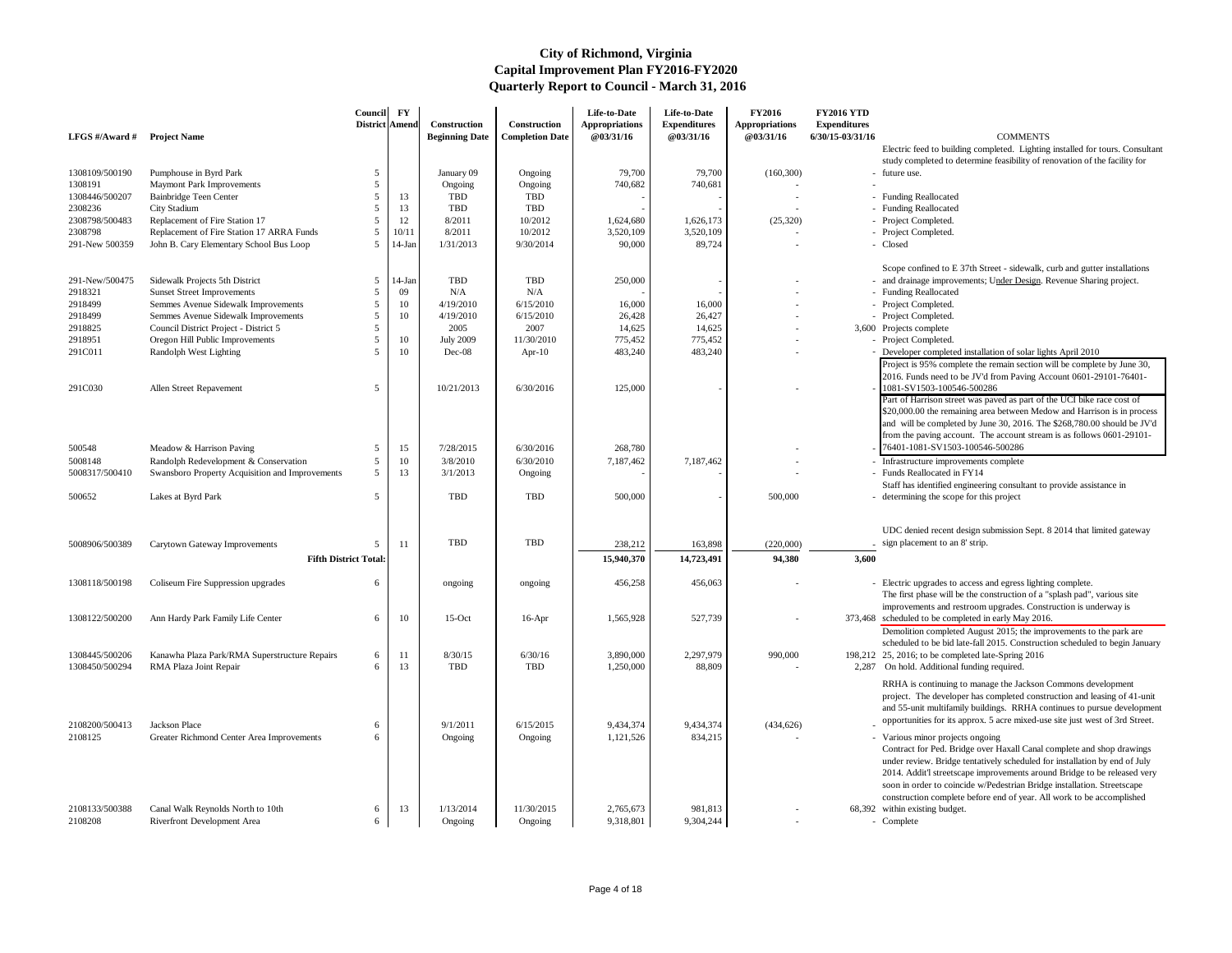# City of Richmond, Virginia
## Capital Improvement Plan FY2016-FY2020
## Quarterly Report to Council - March 31, 2016

| LFGS #/Award # | Project Name | Council District | FY Amend | Construction Beginning Date | Construction Completion Date | Life-to-Date Appropriations @03/31/16 | Life-to-Date Expenditures @03/31/16 | FY2016 Appropriations @03/31/16 | FY2016 YTD Expenditures 6/30/15-03/31/16 | COMMENTS |
|---|---|---|---|---|---|---|---|---|---|---|
| 1308109/500190 | Pumphouse in Byrd Park | 5 | | January 09 | Ongoing | 79,700 | 79,700 | (160,300) | - | Electric feed to building completed. Lighting installed for tours. Consultant study completed to determine feasibility of renovation of the facility for future use. |
| 1308191 | Maymont Park Improvements | 5 | | Ongoing | Ongoing | 740,682 | 740,681 | - | - | |
| 1308446/500207 | Bainbridge Teen Center | 5 | 13 | TBD | TBD | - | - | - | - | Funding Reallocated |
| 2308236 | City Stadium | 5 | 13 | TBD | TBD | - | - | - | - | Funding Reallocated |
| 2308798/500483 | Replacement of Fire Station 17 | 5 | 12 | 8/2011 | 10/2012 | 1,624,680 | 1,626,173 | (25,320) | - | Project Completed. |
| 2308798 | Replacement of Fire Station 17 ARRA Funds | 5 | 10/11 | 8/2011 | 10/2012 | 3,520,109 | 3,520,109 | - | - | Project Completed. |
| 291-New 500359 | John B. Cary Elementary School Bus Loop | 5 | 14-Jan | 1/31/2013 | 9/30/2014 | 90,000 | 89,724 | - | - | Closed |
| 291-New/500475 | Sidewalk Projects 5th District | 5 | 14-Jan | TBD | TBD | 250,000 | - | - | - | Scope confined to E 37th Street - sidewalk, curb and gutter installations and drainage improvements; Under Design. Revenue Sharing project. |
| 2918321 | Sunset Street Improvements | 5 | 09 | N/A | N/A | - | - | - | - | Funding Reallocated |
| 2918499 | Semmes Avenue Sidewalk Improvements | 5 | 10 | 4/19/2010 | 6/15/2010 | 16,000 | 16,000 | - | - | Project Completed. |
| 2918499 | Semmes Avenue Sidewalk Improvements | 5 | 10 | 4/19/2010 | 6/15/2010 | 26,428 | 26,427 | - | - | Project Completed. |
| 2918825 | Council District Project - District 5 | 5 | | 2005 | 2007 | 14,625 | 14,625 | - | 3,600 | Projects complete |
| 2918951 | Oregon Hill Public Improvements | 5 | 10 | July 2009 | 11/30/2010 | 775,452 | 775,452 | - | - | Project Completed. |
| 291C011 | Randolph West Lighting | 5 | 10 | Dec-08 | Apr-10 | 483,240 | 483,240 | - | - | Developer completed installation of solar lights April 2010 |
| 291C030 | Allen Street Repavement | 5 | | 10/21/2013 | 6/30/2016 | 125,000 | - | - | - | Project is 95% complete the remain section will be complete by June 30, 2016. Funds need to be JV'd from Paving Account 0601-29101-76401-1081-SV1503-100546-500286 |
| 500548 | Meadow & Harrison Paving | 5 | 15 | 7/28/2015 | 6/30/2016 | 268,780 | | - | - | Part of Harrison street was paved as part of the UCI bike race cost of $20,000.00 the remaining area between Medow and Harrison is in process and will be completed by June 30, 2016. The $268,780.00 should be JV'd from the paving account. The account stream is as follows 0601-29101-76401-1081-SV1503-100546-500286 |
| 5008148 | Randolph Redevelopment & Conservation | 5 | 10 | 3/8/2010 | 6/30/2010 | 7,187,462 | 7,187,462 | - | - | Infrastructure improvements complete |
| 5008317/500410 | Swansboro Property Acquisition and Improvements | 5 | 13 | 3/1/2013 | Ongoing | - | - | - | - | Funds Reallocated in FY14 |
| 500652 | Lakes at Byrd Park | 5 | | TBD | TBD | 500,000 | - | 500,000 | - | Staff has identified engineering consultant to provide assistance in determining the scope for this project |
| 5008906/500389 | Carytown Gateway Improvements | 5 | 11 | TBD | TBD | 238,212 | 163,898 | (220,000) | - | UDC denied recent design submission Sept. 8 2014 that limited gateway sign placement to an 8' strip. |
| | **Fifth District Total:** | | | | | **15,940,370** | **14,723,491** | **94,380** | **3,600** | |
| 1308118/500198 | Coliseum Fire Suppression upgrades | 6 | | ongoing | ongoing | 456,258 | 456,063 | - | - | Electric upgrades to access and egress lighting complete. |
| 1308122/500200 | Ann Hardy Park Family Life Center | 6 | 10 | 15-Oct | 16-Apr | 1,565,928 | 527,739 | - | 373,468 | The first phase will be the construction of a "splash pad", various site improvements and restroom upgrades. Construction is underway is scheduled to be completed in early May 2016. |
| 1308445/500206 | Kanawha Plaza Park/RMA Superstructure Repairs | 6 | 11 | 8/30/15 | 6/30/16 | 3,890,000 | 2,297,979 | 990,000 | 198,212 | Demolition completed August 2015; the improvements to the park are scheduled to be bid late-fall 2015. Construction scheduled to begin January 25, 2016; to be completed late-Spring 2016 |
| 1308450/500294 | RMA Plaza Joint Repair | 6 | 13 | TBD | TBD | 1,250,000 | 88,809 | - | 2,287 | On hold. Additional funding required. |
| 2108200/500413 | Jackson Place | 6 | | 9/1/2011 | 6/15/2015 | 9,434,374 | 9,434,374 | (434,626) | - | RRHA is continuing to manage the Jackson Commons development project. The developer has completed construction and leasing of 41-unit and 55-unit multifamily buildings. RRHA continues to pursue development opportunities for its approx. 5 acre mixed-use site just west of 3rd Street. |
| 2108125 | Greater Richmond Center Area Improvements | 6 | | Ongoing | Ongoing | 1,121,526 | 834,215 | - | - | Various minor projects ongoing |
| 2108133/500388 | Canal Walk Reynolds North to 10th | 6 | 13 | 1/13/2014 | 11/30/2015 | 2,765,673 | 981,813 | - | 68,392 | Contract for Ped. Bridge over Haxall Canal complete and shop drawings under review. Bridge tentatively scheduled for installation by end of July 2014. Addit'l streetscape improvements around Bridge to be released very soon in order to coincide w/Pedestrian Bridge installation. Streetscape construction complete before end of year. All work to be accomplished within existing budget. |
| 2108208 | Riverfront Development Area | 6 | | Ongoing | Ongoing | 9,318,801 | 9,304,244 | - | - | Complete |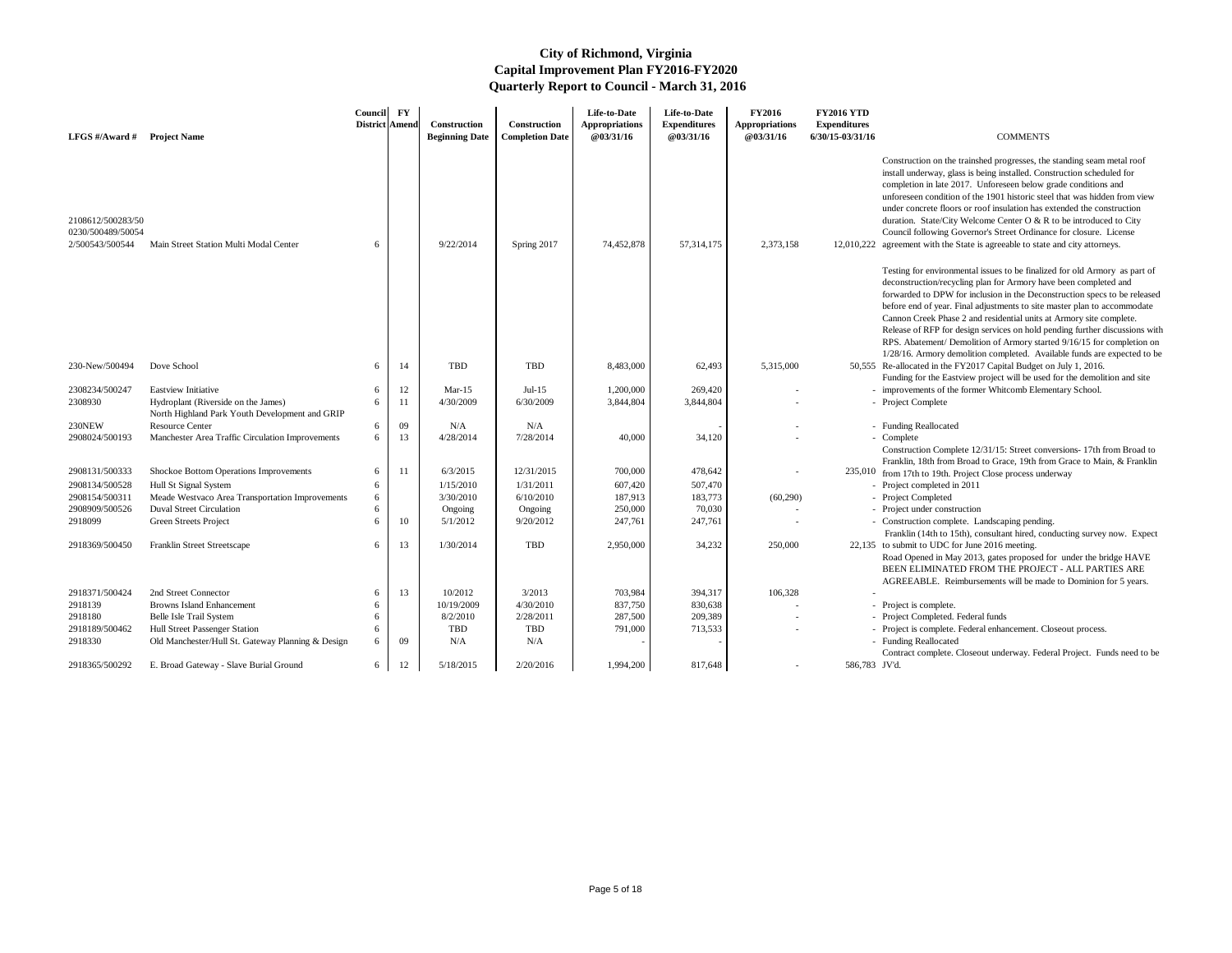# City of Richmond, Virginia
## Capital Improvement Plan FY2016-FY2020
### Quarterly Report to Council - March 31, 2016

| LFGS #/Award # | Project Name | Council District | FY Amend | Construction Beginning Date | Construction Completion Date | Life-to-Date Appropriations @03/31/16 | Life-to-Date Expenditures @03/31/16 | FY2016 Appropriations @03/31/16 | FY2016 YTD Expenditures 6/30/15-03/31/16 | COMMENTS |
|---|---|---|---|---|---|---|---|---|---|---|
| 2108612/500283/500230/500489/500542/500543/500544 | Main Street Station Multi Modal Center | 6 | | 9/22/2014 | Spring 2017 | 74,452,878 | 57,314,175 | 2,373,158 | 12,010,222 | Construction on the trainshed progresses, the standing seam metal roof install underway, glass is being installed. Construction scheduled for completion in late 2017. Unforeseen below grade conditions and unforeseen condition of the 1901 historic steel that was hidden from view under concrete floors or roof insulation has extended the construction duration. State/City Welcome Center O & R to be introduced to City Council following Governor's Street Ordinance for closure. License agreement with the State is agreeable to state and city attorneys. |
| 230-New/500494 | Dove School | 6 | 14 | TBD | TBD | 8,483,000 | 62,493 | 5,315,000 | 50,555 | Testing for environmental issues to be finalized for old Armory as part of deconstruction/recycling plan for Armory have been completed and forwarded to DPW for inclusion in the Deconstruction specs to be released before end of year. Final adjustments to site master plan to accommodate Cannon Creek Phase 2 and residential units at Armory site complete. Release of RFP for design services on hold pending further discussions with RPS. Abatement/ Demolition of Armory started 9/16/15 for completion on 1/28/16. Armory demolition completed. Available funds are expected to be Re-allocated in the FY2017 Capital Budget on July 1, 2016. |
| 2308234/500247 | Eastview Initiative | 6 | 12 | Mar-15 | Jul-15 | 1,200,000 | 269,420 | - | - | Funding for the Eastview project will be used for the demolition and site improvements of the former Whitcomb Elementary School. |
| 2308930 | Hydroplant (Riverside on the James) | 6 | 11 | 4/30/2009 | 6/30/2009 | 3,844,804 | 3,844,804 | - | - | Project Complete |
| 230NEW | North Highland Park Youth Development and GRIP Resource Center | 6 | 09 | N/A | N/A | | - | - | - | Funding Reallocated |
| 2908024/500193 | Manchester Area Traffic Circulation Improvements | 6 | 13 | 4/28/2014 | 7/28/2014 | 40,000 | 34,120 | - | - | Complete |
| 2908131/500333 | Shockoe Bottom Operations Improvements | 6 | 11 | 6/3/2015 | 12/31/2015 | 700,000 | 478,642 | - | 235,010 | Construction Complete 12/31/15: Street conversions- 17th from Broad to Franklin, 18th from Broad to Grace, 19th from Grace to Main, & Franklin from 17th to 19th. Project Close process underway |
| 2908134/500528 | Hull St Signal System | 6 | | 1/15/2010 | 1/31/2011 | 607,420 | 507,470 | | - | Project completed in 2011 |
| 2908154/500311 | Meade Westvaco Area Transportation Improvements | 6 | | 3/30/2010 | 6/10/2010 | 187,913 | 183,773 | (60,290) | - | Project Completed |
| 2908909/500526 | Duval Street Circulation | 6 | | Ongoing | Ongoing | 250,000 | 70,030 | - | - | Project under construction |
| 2918099 | Green Streets Project | 6 | 10 | 5/1/2012 | 9/20/2012 | 247,761 | 247,761 | - | - | Construction complete. Landscaping pending. |
| 2918369/500450 | Franklin Street Streetscape | 6 | 13 | 1/30/2014 | TBD | 2,950,000 | 34,232 | 250,000 | 22,135 | Franklin (14th to 15th), consultant hired, conducting survey now. Expect to submit to UDC for June 2016 meeting. |
| 2918371/500424 | 2nd Street Connector | 6 | 13 | 10/2012 | 3/2013 | 703,984 | 394,317 | 106,328 | - | Road Opened in May 2013, gates proposed for under the bridge HAVE BEEN ELIMINATED FROM THE PROJECT - ALL PARTIES ARE AGREEABLE. Reimbursements will be made to Dominion for 5 years. |
| 2918139 | Browns Island Enhancement | 6 | | 10/19/2009 | 4/30/2010 | 837,750 | 830,638 | - | - | Project is complete. |
| 2918180 | Belle Isle Trail System | 6 | | 8/2/2010 | 2/28/2011 | 287,500 | 209,389 | - | - | Project Completed. Federal funds |
| 2918189/500462 | Hull Street Passenger Station | 6 | | TBD | TBD | 791,000 | 713,533 | - | - | Project is complete. Federal enhancement. Closeout process. |
| 2918330 | Old Manchester/Hull St. Gateway Planning & Design | 6 | 09 | N/A | N/A | - | - | | - | Funding Reallocated |
| 2918365/500292 | E. Broad Gateway - Slave Burial Ground | 6 | 12 | 5/18/2015 | 2/20/2016 | 1,994,200 | 817,648 | - | 586,783 | Contract complete. Closeout underway. Federal Project. Funds need to be JV'd. |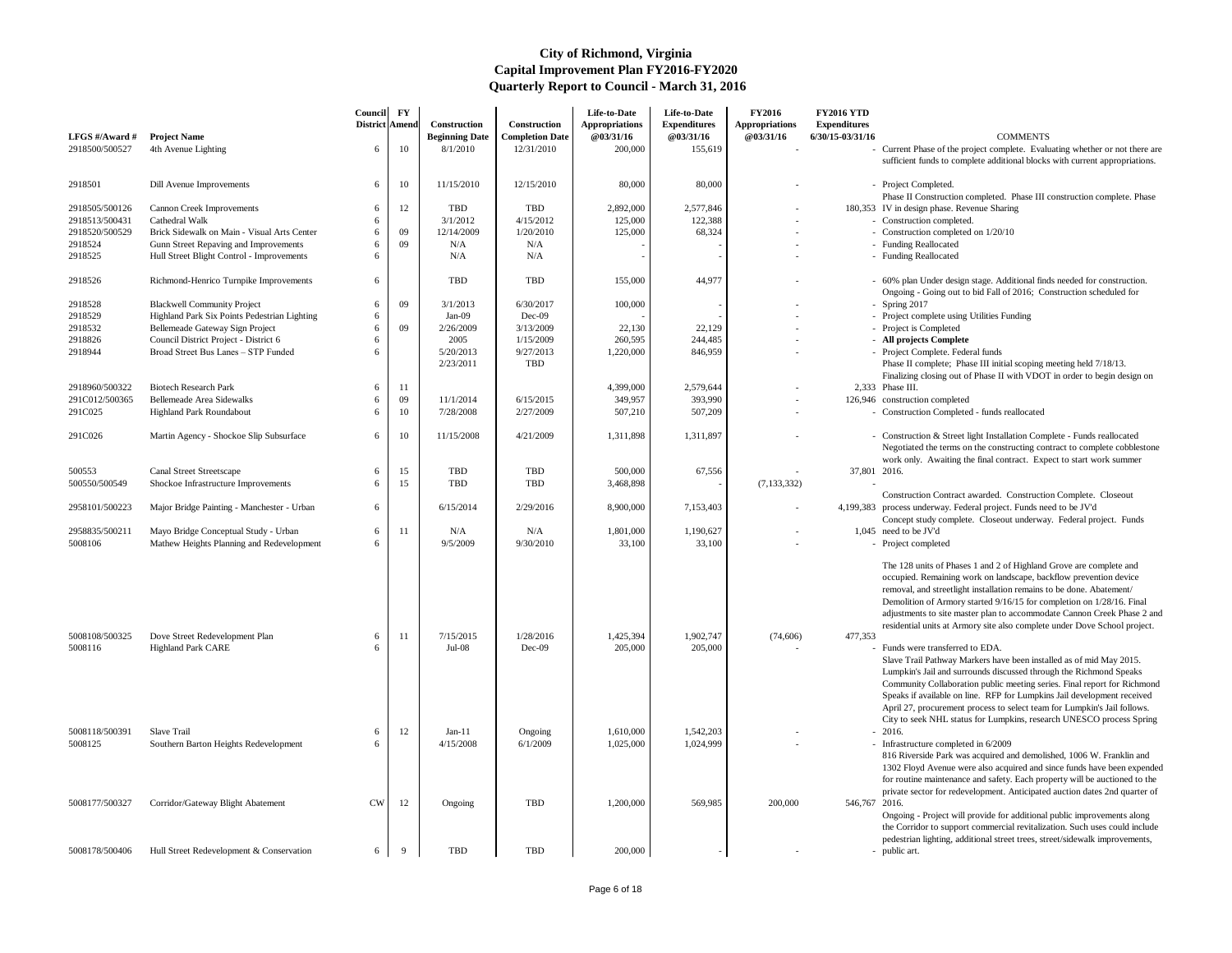# City of Richmond, Virginia
## Capital Improvement Plan FY2016-FY2020
### Quarterly Report to Council - March 31, 2016

| LFGS #/Award # | Project Name | Council District | FY Amend | Construction Beginning Date | Construction Completion Date | Life-to-Date Appropriations @03/31/16 | Life-to-Date Expenditures @03/31/16 | FY2016 Appropriations @03/31/16 | FY2016 YTD Expenditures 6/30/15-03/31/16 | COMMENTS |
|---|---|---|---|---|---|---|---|---|---|---|
| 2918500/500527 | 4th Avenue Lighting | 6 | 10 | 8/1/2010 | 12/31/2010 | 200,000 | 155,619 | - | - | Current Phase of the project complete. Evaluating whether or not there are sufficient funds to complete additional blocks with current appropriations. |
| 2918501 | Dill Avenue Improvements | 6 | 10 | 11/15/2010 | 12/15/2010 | 80,000 | 80,000 | - | - | Project Completed. |
| 2918505/500126 | Cannon Creek Improvements | 6 | 12 | TBD | TBD | 2,892,000 | 2,577,846 | - | 180,353 | Phase II Construction completed. Phase III construction complete. Phase IV in design phase. Revenue Sharing |
| 2918513/500431 | Cathedral Walk | 6 | | 3/1/2012 | 4/15/2012 | 125,000 | 122,388 | - | - | Construction completed. |
| 2918520/500529 | Brick Sidewalk on Main - Visual Arts Center | 6 | 09 | 12/14/2009 | 1/20/2010 | 125,000 | 68,324 | - | - | Construction completed on 1/20/10 |
| 2918524 | Gunn Street Repaving and Improvements | 6 | 09 | N/A | N/A | - | - | - | - | Funding Reallocated |
| 2918525 | Hull Street Blight Control - Improvements | 6 | | N/A | N/A | - | - | - | - | Funding Reallocated |
| 2918526 | Richmond-Henrico Turnpike Improvements | 6 | | TBD | TBD | 155,000 | 44,977 | - | - | 60% plan Under design stage. Additional finds needed for construction. |
| 2918528 | Blackwell Community Project | 6 | 09 | 3/1/2013 | 6/30/2017 | 100,000 | - | - | - | Ongoing - Going out to bid Fall of 2016; Construction scheduled for Spring 2017 |
| 2918529 | Highland Park Six Points Pedestrian Lighting | 6 | | Jan-09 | Dec-09 | - | - | - | - | Project complete using Utilities Funding |
| 2918532 | Bellemeade Gateway Sign Project | 6 | 09 | 2/26/2009 | 3/13/2009 | 22,130 | 22,129 | - | - | Project is Completed |
| 2918826 | Council District Project - District 6 | 6 | | 2005 | 1/15/2009 | 260,595 | 244,485 | - | - | **All projects Complete** |
| 2918944 | Broad Street Bus Lanes – STP Funded | 6 | | 5/20/2013 | 9/27/2013 | 1,220,000 | 846,959 | - | - | Project Complete. Federal funds |
| 2918960/500322 | Biotech Research Park | 6 | 11 | 2/23/2011 | TBD | 4,399,000 | 2,579,644 | - | 2,333 | Phase II complete; Phase III initial scoping meeting held 7/18/13. Finalizing closing out of Phase II with VDOT in order to begin design on Phase III. |
| 291C012/500365 | Bellemeade Area Sidewalks | 6 | 09 | 11/1/2014 | 6/15/2015 | 349,957 | 393,990 | - | 126,946 | construction completed |
| 291C025 | Highland Park Roundabout | 6 | 10 | 7/28/2008 | 2/27/2009 | 507,210 | 507,209 | - | - | Construction Completed - funds reallocated |
| 291C026 | Martin Agency - Shockoe Slip Subsurface | 6 | 10 | 11/15/2008 | 4/21/2009 | 1,311,898 | 1,311,897 | - | - | Construction & Street light Installation Complete - Funds reallocated |
| 500553 | Canal Street Streetscape | 6 | 15 | TBD | TBD | 500,000 | 67,556 | - | 37,801 | Negotiated the terms on the constructing contract to complete cobblestone work only. Awaiting the final contract. Expect to start work summer 2016. |
| 500550/500549 | Shockoe Infrastructure Improvements | 6 | 15 | TBD | TBD | 3,468,898 | - | (7,133,332) | - | |
| 2958101/500223 | Major Bridge Painting - Manchester - Urban | 6 | | 6/15/2014 | 2/29/2016 | 8,900,000 | 7,153,403 | - | 4,199,383 | Construction Contract awarded. Construction Complete. Closeout process underway. Federal project. Funds need to be JV'd |
| 2958835/500211 | Mayo Bridge Conceptual Study - Urban | 6 | 11 | N/A | N/A | 1,801,000 | 1,190,627 | - | 1,045 | Concept study complete. Closeout underway. Federal project. Funds need to be JV'd |
| 5008106 | Mathew Heights Planning and Redevelopment | 6 | | 9/5/2009 | 9/30/2010 | 33,100 | 33,100 | - | - | Project completed |
| 5008108/500325 | Dove Street Redevelopment Plan | 6 | 11 | 7/15/2015 | 1/28/2016 | 1,425,394 | 1,902,747 | (74,606) | 477,353 | The 128 units of Phases 1 and 2 of Highland Grove are complete and occupied. Remaining work on landscape, backflow prevention device removal, and streetlight installation remains to be done. Abatement/ Demolition of Armory started 9/16/15 for completion on 1/28/16. Final adjustments to site master plan to accommodate Cannon Creek Phase 2 and residential units at Armory site also complete under Dove School project. |
| 5008116 | Highland Park CARE | 6 | | Jul-08 | Dec-09 | 205,000 | 205,000 | - | - | Funds were transferred to EDA. |
| 5008118/500391 | Slave Trail | 6 | 12 | Jan-11 | Ongoing | 1,610,000 | 1,542,203 | - | - | Slave Trail Pathway Markers have been installed as of mid May 2015. Lumpkin's Jail and surrounds discussed through the Richmond Speaks Community Collaboration public meeting series. Final report for Richmond Speaks if available on line. RFP for Lumpkins Jail development received April 27, procurement process to select team for Lumpkin's Jail follows. City to seek NHL status for Lumpkins, research UNESCO process Spring 2016. |
| 5008125 | Southern Barton Heights Redevelopment | 6 | | 4/15/2008 | 6/1/2009 | 1,025,000 | 1,024,999 | - | - | Infrastructure completed in 6/2009 |
| 5008177/500327 | Corridor/Gateway Blight Abatement | CW | 12 | Ongoing | TBD | 1,200,000 | 569,985 | 200,000 | 546,767 | 816 Riverside Park was acquired and demolished, 1006 W. Franklin and 1302 Floyd Avenue were also acquired and since funds have been expended for routine maintenance and safety. Each property will be auctioned to the private sector for redevelopment. Anticipated auction dates 2nd quarter of 2016. |
| 5008178/500406 | Hull Street Redevelopment & Conservation | 6 | 9 | TBD | TBD | 200,000 | - | - | - | Ongoing - Project will provide for additional public improvements along the Corridor to support commercial revitalization. Such uses could include pedestrian lighting, additional street trees, street/sidewalk improvements, public art. |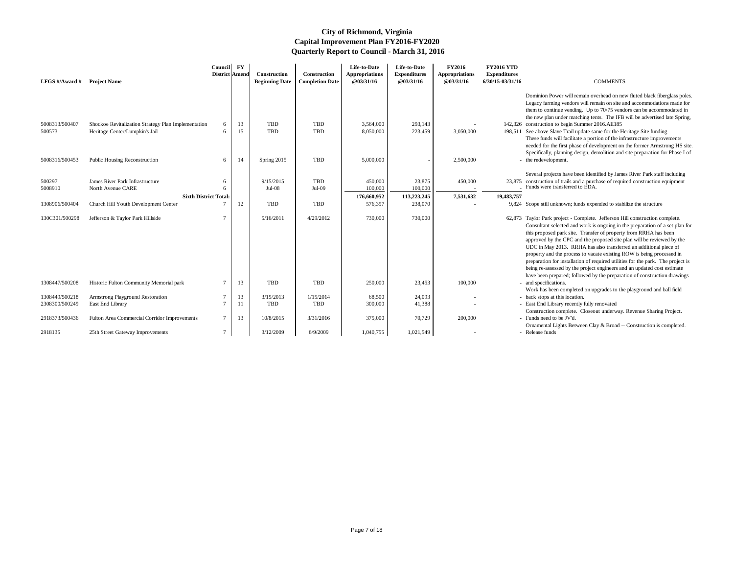# City of Richmond, Virginia
## Capital Improvement Plan FY2016-FY2020
### Quarterly Report to Council - March 31, 2016

| LFGS #/Award # | Project Name | Council District | FY Amend | Construction Beginning Date | Construction Completion Date | Life-to-Date Appropriations @03/31/16 | Life-to-Date Expenditures @03/31/16 | FY2016 Appropriations @03/31/16 | FY2016 YTD Expenditures 6/30/15-03/31/16 | COMMENTS |
|---|---|---|---|---|---|---|---|---|---|---|
| 5008313/500407 | Shockoe Revitalization Strategy Plan Implementation | 6 | 13 | TBD | TBD | 3,564,000 | 293,143 | - | 142,326 | Dominion Power will remain overhead on new fluted black fiberglass poles. Legacy farming vendors will remain on site and accommodations made for them to continue vending. Up to 70/75 vendors can be accommodated in the new plan under matching tents. The IFB will be advertised late Spring, construction to begin Summer 2016.AE185 |
| 500573 | Heritage Center/Lumpkin's Jail | 6 | 15 | TBD | TBD | 8,050,000 | 223,459 | 3,050,000 | 198,511 | See above Slave Trail update same for the Heritage Site funding |
| 5008316/500453 | Public Housing Reconstruction | 6 | 14 | Spring 2015 | TBD | 5,000,000 | - | 2,500,000 | - | These funds will facilitate a portion of the infrastructure improvements needed for the first phase of development on the former Armstrong HS site. Specifically, planning design, demolition and site preparation for Phase I of the redevelopment. |
| 500297 | James River Park Infrastructure | 6 | | 9/15/2015 | TBD | 450,000 | 23,875 | 450,000 | 23,875 | Several projects have been identified by James River Park staff including construction of trails and a purchase of required construction equipment |
| 5008910 | North Avenue CARE | 6 | | Jul-08 | Jul-09 | 100,000 | 100,000 | - | - | Funds were transferred to EDA. |
| | **Sixth District Total:** | | | | | **176,660,952** | **113,223,245** | **7,531,632** | **19,483,757** | |
| 1308906/500404 | Church Hill Youth Development Center | 7 | 12 | TBD | TBD | 576,357 | 238,070 | - | 9,824 | Scope still unknown; funds expended to stabilize the structure |
| 130C301/500298 | Jefferson & Taylor Park Hillside | 7 | | 5/16/2011 | 4/29/2012 | 730,000 | 730,000 | | 62,873 | Taylor Park project - Complete. Jefferson Hill construction complete. |
| 1308447/500208 | Historic Fulton Community Memorial park | 7 | 13 | TBD | TBD | 250,000 | 23,453 | 100,000 | - | Consultant selected and work is ongoing in the preparation of a set plan for this proposed park site. Transfer of property from RRHA has been approved by the CPC and the proposed site plan will be reviewed by the UDC in May 2013. RRHA has also transferred an additional piece of property and the process to vacate existing ROW is being processed in preparation for installation of required utilities for the park. The project is being re-assessed by the project engineers and an updated cost estimate have been prepared; followed by the preparation of construction drawings and specifications. |
| 1308449/500218 | Armstrong Playground Restoration | 7 | 13 | 3/15/2013 | 1/15/2014 | 68,500 | 24,093 | - | - | Work has been completed on upgrades to the playground and ball field back stops at this location. |
| 2308300/500249 | East End Library | 7 | 11 | TBD | TBD | 300,000 | 41,388 | - | - | East End Library recently fully renovated |
| 2918373/500436 | Fulton Area Commercial Corridor Improvements | 7 | 13 | 10/8/2015 | 3/31/2016 | 375,000 | 70,729 | 200,000 | - | Construction complete. Closeout underway. Revenue Sharing Project. Funds need to be JV'd. |
| 2918135 | 25th Street Gateway Improvements | 7 | | 3/12/2009 | 6/9/2009 | 1,040,755 | 1,021,549 | - | - | Ornamental Lights Between Clay & Broad -- Construction is completed. Release funds |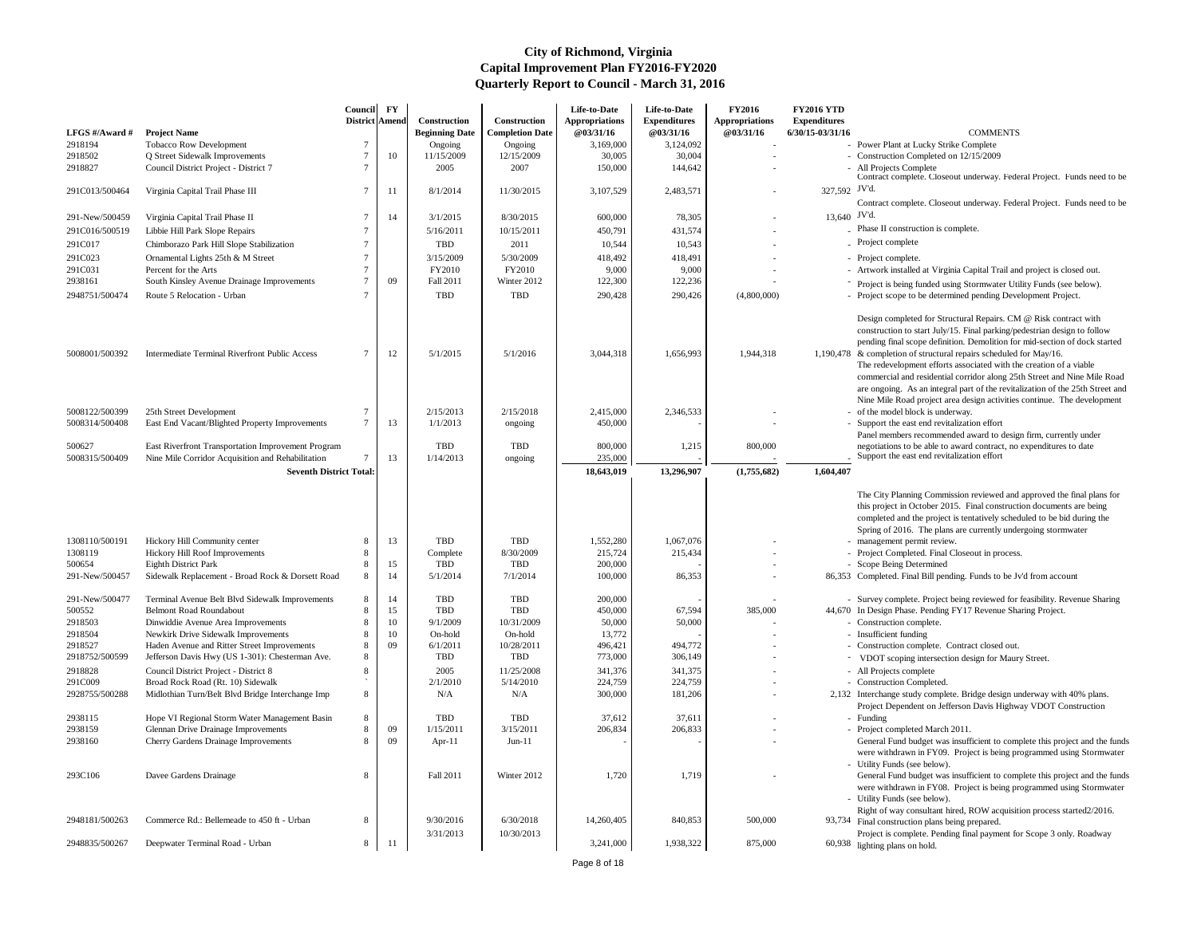# City of Richmond, Virginia
## Capital Improvement Plan FY2016-FY2020
## Quarterly Report to Council - March 31, 2016

| LFGS #/Award # | Project Name | Council District | FY Amend | Construction Beginning Date | Construction Completion Date | Life-to-Date Appropriations @03/31/16 | Life-to-Date Expenditures @03/31/16 | FY2016 Appropriations @03/31/16 | FY2016 YTD Expenditures 6/30/15-03/31/16 | COMMENTS |
|---|---|---|---|---|---|---|---|---|---|---|
| 2918194 | Tobacco Row Development | 7 | | Ongoing | Ongoing | 3,169,000 | 3,124,092 | - | - | Power Plant at Lucky Strike Complete |
| 2918502 | Q Street Sidewalk Improvements | 7 | 10 | 11/15/2009 | 12/15/2009 | 30,005 | 30,004 | - | - | Construction Completed on 12/15/2009 |
| 2918827 | Council District Project - District 7 | 7 | | 2005 | 2007 | 150,000 | 144,642 | - | - | All Projects Complete |
| 291C013/500464 | Virginia Capital Trail Phase III | 7 | 11 | 8/1/2014 | 11/30/2015 | 3,107,529 | 2,483,571 | - | 327,592 | Contract complete. Closeout underway. Federal Project. Funds need to be JV'd. |
| 291-New/500459 | Virginia Capital Trail Phase II | 7 | 14 | 3/1/2015 | 8/30/2015 | 600,000 | 78,305 | - | 13,640 | Contract complete. Closeout underway. Federal Project. Funds need to be JV'd. |
| 291C016/500519 | Libbie Hill Park Slope Repairs | 7 | | 5/16/2011 | 10/15/2011 | 450,791 | 431,574 | - | - | Phase II construction is complete. |
| 291C017 | Chimborazo Park Hill Slope Stabilization | 7 | | TBD | 2011 | 10,544 | 10,543 | - | - | Project complete |
| 291C023 | Ornamental Lights 25th & M Street | 7 | | 3/15/2009 | 5/30/2009 | 418,492 | 418,491 | - | - | Project complete. |
| 291C031 | Percent for the Arts | 7 | | FY2010 | FY2010 | 9,000 | 9,000 | - | - | Artwork installed at Virginia Capital Trail and project is closed out. |
| 2938161 | South Kinsley Avenue Drainage Improvements | 7 | 09 | Fall 2011 | Winter 2012 | 122,300 | 122,236 | - | - | Project is being funded using Stormwater Utility Funds (see below). |
| 2948751/500474 | Route 5 Relocation - Urban | 7 | | TBD | TBD | 290,428 | 290,426 | (4,800,000) | - | Project scope to be determined pending Development Project. |
| 5008001/500392 | Intermediate Terminal Riverfront Public Access | 7 | 12 | 5/1/2015 | 5/1/2016 | 3,044,318 | 1,656,993 | 1,944,318 | 1,190,478 | Design completed for Structural Repairs. CM @ Risk contract with construction to start July/15. Final parking/pedestrian design to follow pending final scope definition. Demolition for mid-section of dock started & completion of structural repairs scheduled for May/16. |
| 5008122/500399 | 25th Street Development | 7 | | 2/15/2013 | 2/15/2018 | 2,415,000 | 2,346,533 | - | - | The redevelopment efforts associated with the creation of a viable commercial and residential corridor along 25th Street and Nine Mile Road are ongoing. As an integral part of the revitalization of the 25th Street and Nine Mile Road project area design activities continue. The development of the model block is underway. |
| 5008314/500408 | East End Vacant/Blighted Property Improvements | 7 | 13 | 1/1/2013 | ongoing | 450,000 | - | - | - | Support the east end revitalization effort |
| 500627 | East Riverfront Transportation Improvement Program | | | TBD | TBD | 800,000 | 1,215 | 800,000 | | Panel members recommended award to design firm, currently under negotiations to be able to award contract, no expenditures to date |
| 5008315/500409 | Nine Mile Corridor Acquisition and Rehabilitation | 7 | 13 | 1/14/2013 | ongoing | 235,000 | - | - | - | Support the east end revitalization effort |
| | **Seventh District Total:** | | | | | **18,643,019** | **13,296,907** | **(1,755,682)** | **1,604,407** | |
| 1308110/500191 | Hickory Hill Community center | 8 | 13 | TBD | TBD | 1,552,280 | 1,067,076 | - | - | The City Planning Commission reviewed and approved the final plans for this project in October 2015. Final construction documents are being completed and the project is tentatively scheduled to be bid during the Spring of 2016. The plans are currently undergoing stormwater management permit review. |
| 1308119 | Hickory Hill Roof Improvements | 8 | | Complete | 8/30/2009 | 215,724 | 215,434 | - | - | Project Completed. Final Closeout in process. |
| 500654 | Eighth District Park | 8 | 15 | TBD | TBD | 200,000 | - | - | - | Scope Being Determined |
| 291-New/500457 | Sidewalk Replacement - Broad Rock & Dorsett Road | 8 | 14 | 5/1/2014 | 7/1/2014 | 100,000 | 86,353 | - | 86,353 | Completed. Final Bill pending. Funds to be Jv'd from account |
| 291-New/500477 | Terminal Avenue Belt Blvd Sidewalk Improvements | 8 | 14 | TBD | TBD | 200,000 | - | - | - | Survey complete. Project being reviewed for feasibility. Revenue Sharing |
| 500552 | Belmont Road Roundabout | 8 | 15 | TBD | TBD | 450,000 | 67,594 | 385,000 | 44,670 | In Design Phase. Pending FY17 Revenue Sharing Project. |
| 2918503 | Dinwiddie Avenue Area Improvements | 8 | 10 | 9/1/2009 | 10/31/2009 | 50,000 | 50,000 | - | - | Construction complete. |
| 2918504 | Newkirk Drive Sidewalk Improvements | 8 | 10 | On-hold | On-hold | 13,772 | - | - | - | Insufficient funding |
| 2918527 | Haden Avenue and Ritter Street Improvements | 8 | 09 | 6/1/2011 | 10/28/2011 | 496,421 | 494,772 | - | - | Construction complete. Contract closed out. |
| 2918752/500599 | Jefferson Davis Hwy (US 1-301): Chesterman Ave. | 8 | | TBD | TBD | 773,000 | 306,149 | - | - | VDOT scoping intersection design for Maury Street. |
| 2918828 | Council District Project - District 8 | 8 | | 2005 | 11/25/2008 | 341,376 | 341,375 | - | - | All Projects complete |
| 291C009 | Broad Rock Road (Rt. 10) Sidewalk | ` | | 2/1/2010 | 5/14/2010 | 224,759 | 224,759 | - | - | Construction Completed. |
| 2928755/500288 | Midlothian Turn/Belt Blvd Bridge Interchange Imp | 8 | | N/A | N/A | 300,000 | 181,206 | - | 2,132 | Interchange study complete. Bridge design underway with 40% plans. |
| 2938115 | Hope VI Regional Storm Water Management Basin | 8 | | TBD | TBD | 37,612 | 37,611 | - | - | Project Dependent on Jefferson Davis Highway VDOT Construction Funding |
| 2938159 | Glennan Drive Drainage Improvements | 8 | 09 | 1/15/2011 | 3/15/2011 | 206,834 | 206,833 | - | - | Project completed March 2011. |
| 2938160 | Cherry Gardens Drainage Improvements | 8 | 09 | Apr-11 | Jun-11 | - | - | - | - | General Fund budget was insufficient to complete this project and the funds were withdrawn in FY09. Project is being programmed using Stormwater Utility Funds (see below). |
| 293C106 | Davee Gardens Drainage | 8 | | Fall 2011 | Winter 2012 | 1,720 | 1,719 | - | - | General Fund budget was insufficient to complete this project and the funds were withdrawn in FY08. Project is being programmed using Stormwater Utility Funds (see below). |
| 2948181/500263 | Commerce Rd.: Bellemeade to 450 ft - Urban | 8 | | 9/30/2016 | 6/30/2018 | 14,260,405 | 840,853 | 500,000 | 93,734 | Right of way consultant hired, ROW acquisition process started2/2016. Final construction plans being prepared. |
| 2948835/500267 | Deepwater Terminal Road - Urban | 8 | 11 | 3/31/2013 | 10/30/2013 | 3,241,000 | 1,938,322 | 875,000 | 60,938 | Project is complete. Pending final payment for Scope 3 only. Roadway lighting plans on hold. |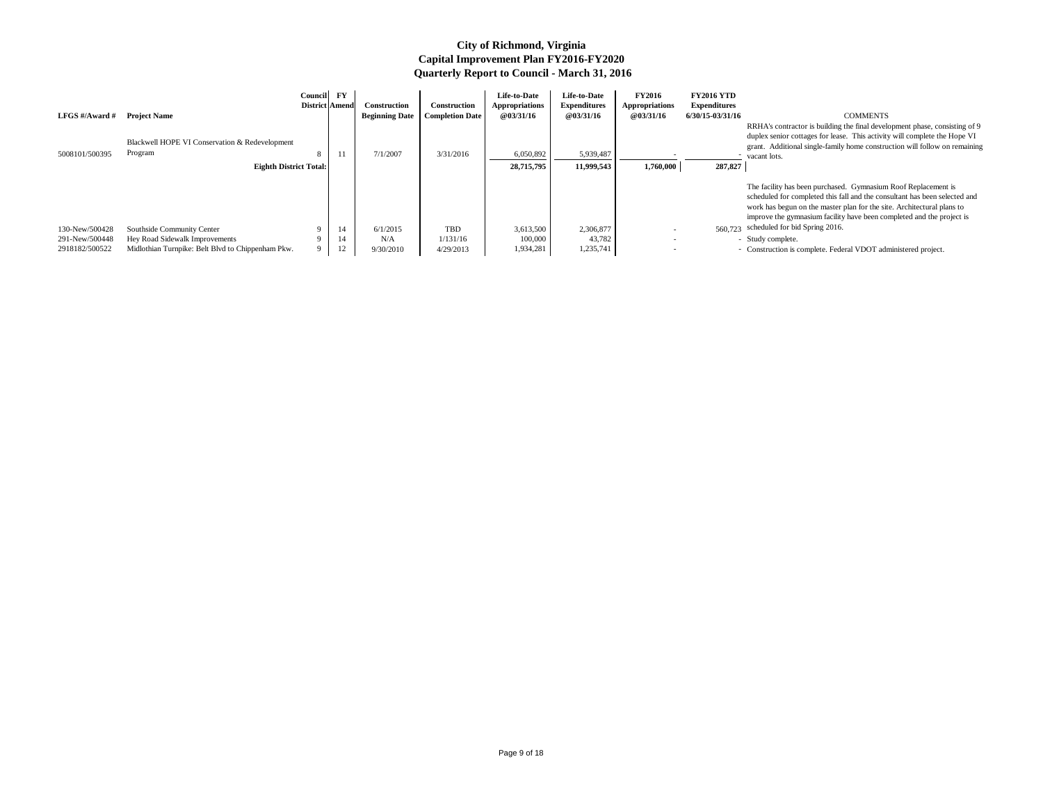# City of Richmond, Virginia
## Capital Improvement Plan FY2016-FY2020
### Quarterly Report to Council - March 31, 2016

| LFGS #/Award # | Project Name | Council District | FY Amend | Construction Beginning Date | Construction Completion Date | Life-to-Date Appropriations @03/31/16 | Life-to-Date Expenditures @03/31/16 | FY2016 Appropriations @03/31/16 | FY2016 YTD Expenditures 6/30/15-03/31/16 | COMMENTS |
|---|---|---|---|---|---|---|---|---|---|---|
| 5008101/500395 | Blackwell HOPE VI Conservation & Redevelopment Program | 8 | 11 | 7/1/2007 | 3/31/2016 | 6,050,892 | 5,939,487 | - | - | RRHA's contractor is building the final development phase, consisting of 9 duplex senior cottages for lease. This activity will complete the Hope VI grant. Additional single-family home construction will follow on remaining vacant lots. |
| | **Eighth District Total:** | | | | | **28,715,795** | **11,999,543** | **1,760,000** | **287,827** | |
| 130-New/500428 | Southside Community Center | 9 | 14 | 6/1/2015 | TBD | 3,613,500 | 2,306,877 | - | 560,723 | The facility has been purchased. Gymnasium Roof Replacement is scheduled for completed this fall and the consultant has been selected and work has begun on the master plan for the site. Architectural plans to improve the gymnasium facility have been completed and the project is scheduled for bid Spring 2016. |
| 291-New/500448 | Hey Road Sidewalk Improvements | 9 | 14 | N/A | 1/131/16 | 100,000 | 43,782 | - | - | Study complete. |
| 2918182/500522 | Midlothian Turnpike: Belt Blvd to Chippenham Pkw. | 9 | 12 | 9/30/2010 | 4/29/2013 | 1,934,281 | 1,235,741 | - | - | Construction is complete. Federal VDOT administered project. |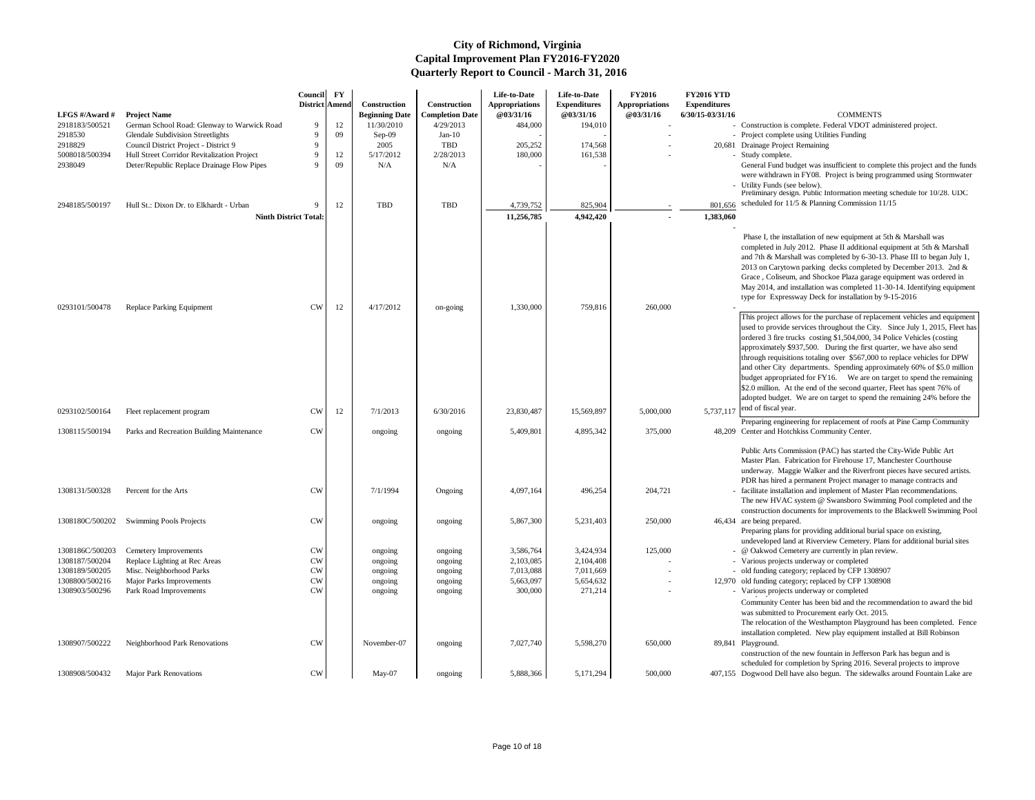# City of Richmond, Virginia
## Capital Improvement Plan FY2016-FY2020
### Quarterly Report to Council - March 31, 2016

| LFGS #/Award # | Project Name | Council District | FY Amend | Construction Beginning Date | Construction Completion Date | Life-to-Date Appropriations @03/31/16 | Life-to-Date Expenditures @03/31/16 | FY2016 Appropriations @03/31/16 | FY2016 YTD Expenditures 6/30/15-03/31/16 | COMMENTS |
|---|---|---|---|---|---|---|---|---|---|---|
| 2918183/500521 | German School Road: Glenway to Warwick Road | 9 | 12 | 11/30/2010 | 4/29/2013 | 484,000 | 194,010 | | - | Construction is complete. Federal VDOT administered project. |
| 2918530 | Glendale Subdivision Streetlights | 9 | 09 | Sep-09 | Jan-10 | - | - | - | - | Project complete using Utilities Funding |
| 2918829 | Council District Project - District 9 | 9 | | 2005 | TBD | 205,252 | 174,568 | - | 20,681 | Drainage Project Remaining |
| 5008018/500394 | Hull Street Corridor Revitalization Project | 9 | 12 | 5/17/2012 | 2/28/2013 | 180,000 | 161,538 | - | - | Study complete. |
| 2938049 | Deter/Republic Replace Drainage Flow Pipes | 9 | 09 | N/A | N/A | - | - | | - | General Fund budget was insufficient to complete this project and the funds were withdrawn in FY08. Project is being programmed using Stormwater Utility Funds (see below). |
| 2948185/500197 | Hull St.: Dixon Dr. to Elkhardt - Urban | 9 | 12 | TBD | TBD | 4,739,752 | 825,904 | - | 801,656 | Preliminary design. Public Information meeting schedule for 10/28. UDC scheduled for 11/5 & Planning Commission 11/15 |
| | **Ninth District Total:** | | | | | **11,256,785** | **4,942,420** | **-** | **1,383,060** | |
| 0293101/500478 | Replace Parking Equipment | CW | 12 | 4/17/2012 | on-going | 1,330,000 | 759,816 | 260,000 | - | Phase I, the installation of new equipment at 5th & Marshall was completed in July 2012. Phase II additional equipment at 5th & Marshall and 7th & Marshall was completed by 6-30-13. Phase III to began July 1, 2013 on Carytown parking decks completed by December 2013. 2nd & Grace , Coliseum, and Shockoe Plaza garage equipment was ordered in May 2014, and installation was completed 11-30-14. Identifying equipment type for Expressway Deck for installation by 9-15-2016 |
| 0293102/500164 | Fleet replacement program | CW | 12 | 7/1/2013 | 6/30/2016 | 23,830,487 | 15,569,897 | 5,000,000 | 5,737,117 | This project allows for the purchase of replacement vehicles and equipment used to provide services throughout the City. Since July 1, 2015, Fleet has ordered 3 fire trucks costing $1,504,000, 34 Police Vehicles (costing approximately $937,500. During the first quarter, we have also send through requisitions totaling over $567,000 to replace vehicles for DPW and other City departments. Spending approximately 60% of $5.0 million budget appropriated for FY16. We are on target to spend the remaining $2.0 million. At the end of the second quarter, Fleet has spent 76% of adopted budget. We are on target to spend the remaining 24% before the end of fiscal year. |
| 1308115/500194 | Parks and Recreation Building Maintenance | CW | | ongoing | ongoing | 5,409,801 | 4,895,342 | 375,000 | 48,209 | Preparing engineering for replacement of roofs at Pine Camp Community Center and Hotchkiss Community Center. |
| 1308131/500328 | Percent for the Arts | CW | | 7/1/1994 | Ongoing | 4,097,164 | 496,254 | 204,721 | - | Public Arts Commission (PAC) has started the City-Wide Public Art Master Plan. Fabrication for Firehouse 17, Manchester Courthouse underway. Maggie Walker and the Riverfront pieces have secured artists. PDR has hired a permanent Project manager to manage contracts and facilitate installation and implement of Master Plan recommendations. |
| 1308180C/500202 | Swimming Pools Projects | CW | | ongoing | ongoing | 5,867,300 | 5,231,403 | 250,000 | 46,434 | The new HVAC system @ Swansboro Swimming Pool completed and the construction documents for improvements to the Blackwell Swimming Pool are being prepared. |
| 1308186C/500203 | Cemetery Improvements | CW | | ongoing | ongoing | 3,586,764 | 3,424,934 | 125,000 | - | Preparing plans for providing additional burial space on existing, undeveloped land at Riverview Cemetery. Plans for additional burial sites @ Oakwod Cemetery are currently in plan review. |
| 1308187/500204 | Replace Lighting at Rec Areas | CW | | ongoing | ongoing | 2,103,085 | 2,104,408 | - | - | Various projects underway or completed |
| 1308189/500205 | Misc. Neighborhood Parks | CW | | ongoing | ongoing | 7,013,088 | 7,011,669 | - | - | old funding category; replaced by CFP 1308907 |
| 1308800/500216 | Major Parks Improvements | CW | | ongoing | ongoing | 5,663,097 | 5,654,632 | - | 12,970 | old funding category; replaced by CFP 1308908 |
| 1308903/500296 | Park Road Improvements | CW | | ongoing | ongoing | 300,000 | 271,214 | - | - | Various projects underway or completed |
| 1308907/500222 | Neighborhood Park Renovations | CW | | November-07 | ongoing | 7,027,740 | 5,598,270 | 650,000 | 89,841 | Community Center has been bid and the recommendation to award the bid was submitted to Procurement early Oct. 2015. The relocation of the Westhampton Playground has been completed. Fence installation completed. New play equipment installed at Bill Robinson Playground. |
| 1308908/500432 | Major Park Renovations | CW | | May-07 | ongoing | 5,888,366 | 5,171,294 | 500,000 | 407,155 | construction of the new fountain in Jefferson Park has begun and is scheduled for completion by Spring 2016. Several projects to improve Dogwood Dell have also begun. The sidewalks around Fountain Lake are |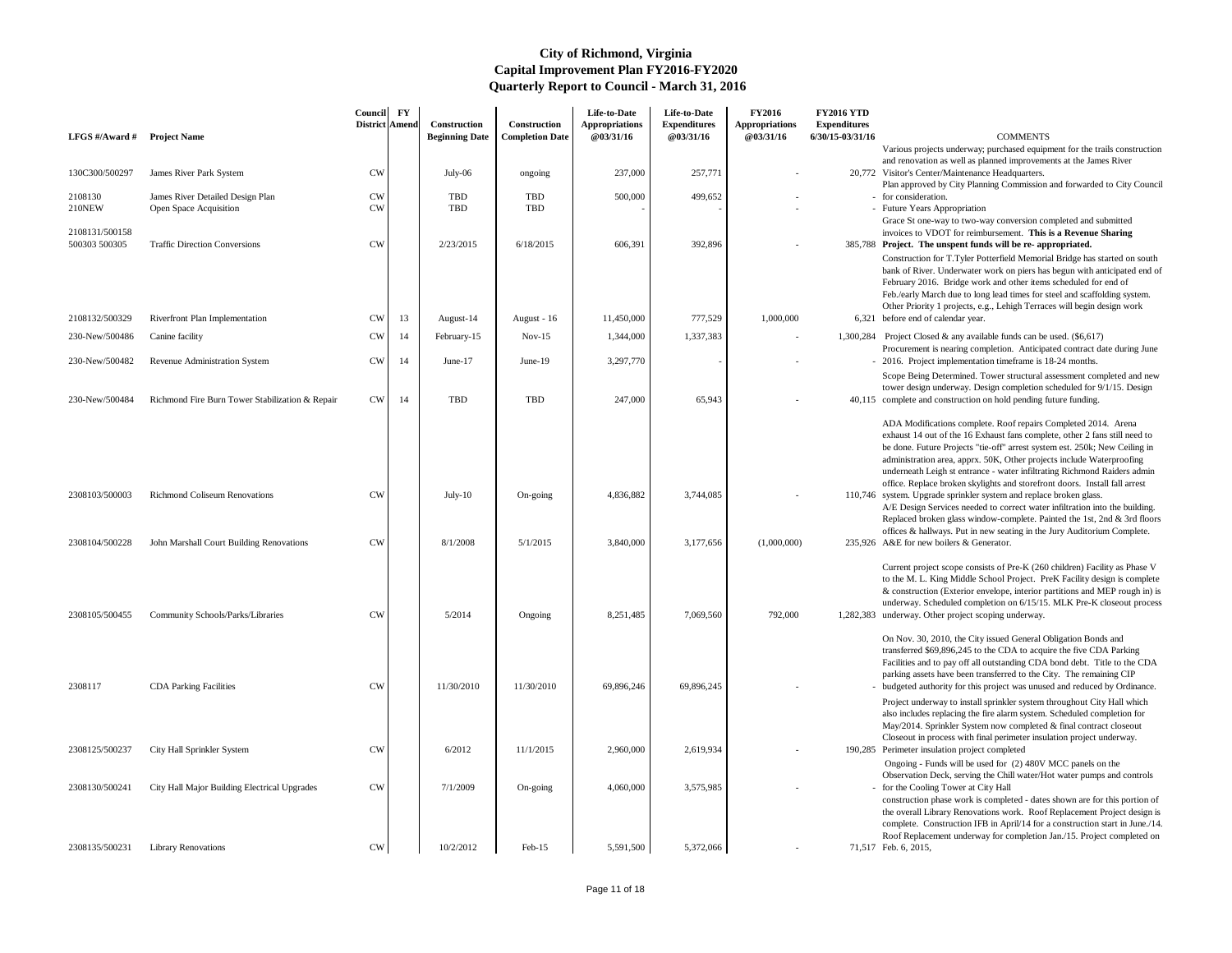# City of Richmond, Virginia
## Capital Improvement Plan FY2016-FY2020
## Quarterly Report to Council - March 31, 2016

| LFGS #/Award # | Project Name | Council District | FY Amend | Construction Beginning Date | Construction Completion Date | Life-to-Date Appropriations @03/31/16 | Life-to-Date Expenditures @03/31/16 | FY2016 Appropriations @03/31/16 | FY2016 YTD Expenditures 6/30/15-03/31/16 | COMMENTS |
|---|---|---|---|---|---|---|---|---|---|---|
| 130C300/500297 | James River Park System | CW | | July-06 | ongoing | 237,000 | 257,771 | - | 20,772 | Various projects underway; purchased equipment for the trails construction and renovation as well as planned improvements at the James River Visitor's Center/Maintenance Headquarters. |
| 2108130 | James River Detailed Design Plan | CW | | TBD | TBD | 500,000 | 499,652 | - | - | Plan approved by City Planning Commission and forwarded to City Council for consideration. |
| 210NEW | Open Space Acquisition | CW | | TBD | TBD | - | - | - | - | Future Years Appropriation |
| 2108131/500158 500303 500305 | Traffic Direction Conversions | CW | | 2/23/2015 | 6/18/2015 | 606,391 | 392,896 | - | 385,788 | Grace St one-way to two-way conversion completed and submitted invoices to VDOT for reimbursement. **This is a Revenue Sharing Project. The unspent funds will be re- appropriated.** |
| 2108132/500329 | Riverfront Plan Implementation | CW | 13 | August-14 | August - 16 | 11,450,000 | 777,529 | 1,000,000 | 6,321 | Construction for T.Tyler Potterfield Memorial Bridge has started on south bank of River. Underwater work on piers has begun with anticipated end of February 2016. Bridge work and other items scheduled for end of Feb./early March due to long lead times for steel and scaffolding system. Other Priority 1 projects, e.g., Lehigh Terraces will begin design work before end of calendar year. |
| 230-New/500486 | Canine facility | CW | 14 | February-15 | Nov-15 | 1,344,000 | 1,337,383 | - | 1,300,284 | Project Closed & any available funds can be used. ($6,617) |
| 230-New/500482 | Revenue Administration System | CW | 14 | June-17 | June-19 | 3,297,770 | - | - | - | Procurement is nearing completion. Anticipated contract date during June 2016. Project implementation timeframe is 18-24 months. |
| 230-New/500484 | Richmond Fire Burn Tower Stabilization & Repair | CW | 14 | TBD | TBD | 247,000 | 65,943 | - | 40,115 | Scope Being Determined. Tower structural assessment completed and new tower design underway. Design completion scheduled for 9/1/15. Design complete and construction on hold pending future funding. |
| 2308103/500003 | Richmond Coliseum Renovations | CW | | July-10 | On-going | 4,836,882 | 3,744,085 | - | 110,746 | ADA Modifications complete. Roof repairs Completed 2014. Arena exhaust 14 out of the 16 Exhaust fans complete, other 2 fans still need to be done. Future Projects "tie-off" arrest system est. 250k; New Ceiling in administration area, apprx. 50K, Other projects include Waterproofing underneath Leigh st entrance - water infiltrating Richmond Raiders admin office. Replace broken skylights and storefront doors. Install fall arrest system. Upgrade sprinkler system and replace broken glass. |
| 2308104/500228 | John Marshall Court Building Renovations | CW | | 8/1/2008 | 5/1/2015 | 3,840,000 | 3,177,656 | (1,000,000) | 235,926 | A/E Design Services needed to correct water infiltration into the building. Replaced broken glass window-complete. Painted the 1st, 2nd & 3rd floors offices & hallways. Put in new seating in the Jury Auditorium Complete. A&E for new boilers & Generator. |
| 2308105/500455 | Community Schools/Parks/Libraries | CW | | 5/2014 | Ongoing | 8,251,485 | 7,069,560 | 792,000 | 1,282,383 | Current project scope consists of Pre-K (260 children) Facility as Phase V to the M. L. King Middle School Project. PreK Facility design is complete & construction (Exterior envelope, interior partitions and MEP rough in) is underway. Scheduled completion on 6/15/15. MLK Pre-K closeout process underway. Other project scoping underway. |
| 2308117 | CDA Parking Facilities | CW | | 11/30/2010 | 11/30/2010 | 69,896,246 | 69,896,245 | - | - | On Nov. 30, 2010, the City issued General Obligation Bonds and transferred $69,896,245 to the CDA to acquire the five CDA Parking Facilities and to pay off all outstanding CDA bond debt. Title to the CDA parking assets have been transferred to the City. The remaining CIP budgeted authority for this project was unused and reduced by Ordinance. |
| 2308125/500237 | City Hall Sprinkler System | CW | | 6/2012 | 11/1/2015 | 2,960,000 | 2,619,934 | - | 190,285 | Project underway to install sprinkler system throughout City Hall which also includes replacing the fire alarm system. Scheduled completion for May/2014. Sprinkler System now completed & final contract closeout Closeout in process with final perimeter insulation project underway. Perimeter insulation project completed |
| 2308130/500241 | City Hall Major Building Electrical Upgrades | CW | | 7/1/2009 | On-going | 4,060,000 | 3,575,985 | - | - | Ongoing - Funds will be used for (2) 480V MCC panels on the Observation Deck, serving the Chill water/Hot water pumps and controls for the Cooling Tower at City Hall |
| 2308135/500231 | Library Renovations | CW | | 10/2/2012 | Feb-15 | 5,591,500 | 5,372,066 | - | 71,517 | construction phase work is completed - dates shown are for this portion of the overall Library Renovations work. Roof Replacement Project design is complete. Construction IFB in April/14 for a construction start in June./14. Roof Replacement underway for completion Jan./15. Project completed on Feb. 6, 2015, |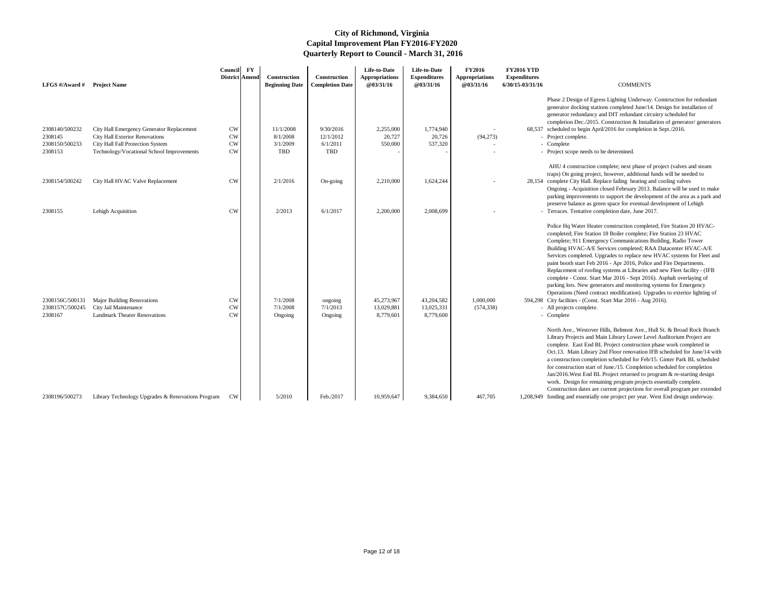# City of Richmond, Virginia
## Capital Improvement Plan FY2016-FY2020
### Quarterly Report to Council - March 31, 2016

| LFGS #/Award # | Project Name | Council District | FY Amend | Construction Beginning Date | Construction Completion Date | Life-to-Date Appropriations @03/31/16 | Life-to-Date Expenditures @03/31/16 | FY2016 Appropriations @03/31/16 | FY2016 YTD Expenditures 6/30/15-03/31/16 | COMMENTS |
|---|---|---|---|---|---|---|---|---|---|---|
| 2308140/500232 | City Hall Emergency Generator Replacement | CW | | 11/1/2008 | 9/30/2016 | 2,255,000 | 1,774,940 | - | 68,537 | Phase 2 Design of Egress Lighting Underway. Construction for redundant generator docking stations completed June/14. Design for installation of generator redundancy and DIT redundant circuitry scheduled for completion Dec./2015. Construction & Installation of generator/ generators scheduled to begin April/2016 for completion in Sept./2016. |
| 2308145 | City Hall Exterior Renovations | CW | | 8/1/2008 | 12/1/2012 | 20,727 | 20,726 | (94,273) | - | Project complete. |
| 2308150/500233 | City Hall Fall Protection System | CW | | 3/1/2009 | 6/1/2011 | 550,000 | 537,320 | - | - | Complete |
| 2308153 | Technology/Vocational School Improvements | CW | | TBD | TBD | - | - | - | - | Project scope needs to be determined. |
| 2308154/500242 | City Hall HVAC Valve Replacement | CW | | 2/1/2016 | On-going | 2,210,000 | 1,624,244 | - | 28,154 | AHU 4 construction complete; next phase of project (valves and steam traps) On going project, however, additional funds will be needed to complete City Hall. Replace failing heating and cooling valves |
| 2308155 | Lehigh Acquisition | CW | | 2/2013 | 6/1/2017 | 2,200,000 | 2,008,699 | - | - | Ongoing - Acquisition closed February 2013. Balance will be used to make parking improvements to support the development of the area as a park and preserve balance as green space for eventual development of Lehigh Terraces. Tentative completion date, June 2017. |
| 2308156C/500131 | Major Building Renovations | CW | | 7/1/2008 | ongoing | 45,273,967 | 43,204,582 | 1,000,000 | 594,298 | Police Hq Water Heater construction completed; Fire Station 20 HVAC-completed; Fire Station 18 Boiler complete; Fire Station 23 HVAC Complete; 911 Emergency Communications Building, Radio Tower Building HVAC-A/E Services completed; RAA Datacenter HVAC-A/E Services completed. Upgrades to replace new HVAC systems for Fleet and paint booth start Feb 2016 - Apr 2016, Police and Fire Departments. Replacement of roofing systems at Libraries and new Fleet facility - (IFB complete - Const. Start Mar 2016 - Sept 2016). Asphalt overlaying of parking lots. New generators and monitoring systems for Emergency Operations (Need contract modification). Upgrades to exterior lighting of City facilities - (Const. Start Mar 2016 - Aug 2016). |
| 2308157C/500245 | City Jail Maintenance | CW | | 7/1/2008 | 7/1/2013 | 13,029,881 | 13,025,331 | (574,338) | - | All projects complete. |
| 2308167 | Landmark Theater Renovations | CW | | Ongoing | Ongoing | 8,779,601 | 8,779,600 | | - | Complete |
| 2308196/500273 | Library Technology Upgrades & Renovations Program | CW | | 5/2010 | Feb./2017 | 10,959,647 | 9,384,650 | 467,705 | 1,208,949 | North Ave., Westover Hills, Belmont Ave., Hull St. & Broad Rock Branch Library Projects and Main Library Lower Level Auditorium Project are complete. East End BL Project construction phase work completed in Oct.13. Main Library 2nd Floor renovation IFB scheduled for June/14 with a construction completion scheduled for Feb/15. Ginter Park BL scheduled for construction start of June./15. Completion scheduled for completion Jan/2016.West End BL Project returned to program & re-starting design work. Design for remaining program projects essentially complete. Construction dates are current projections for overall program per extended funding and essentially one project per year. West End design underway. |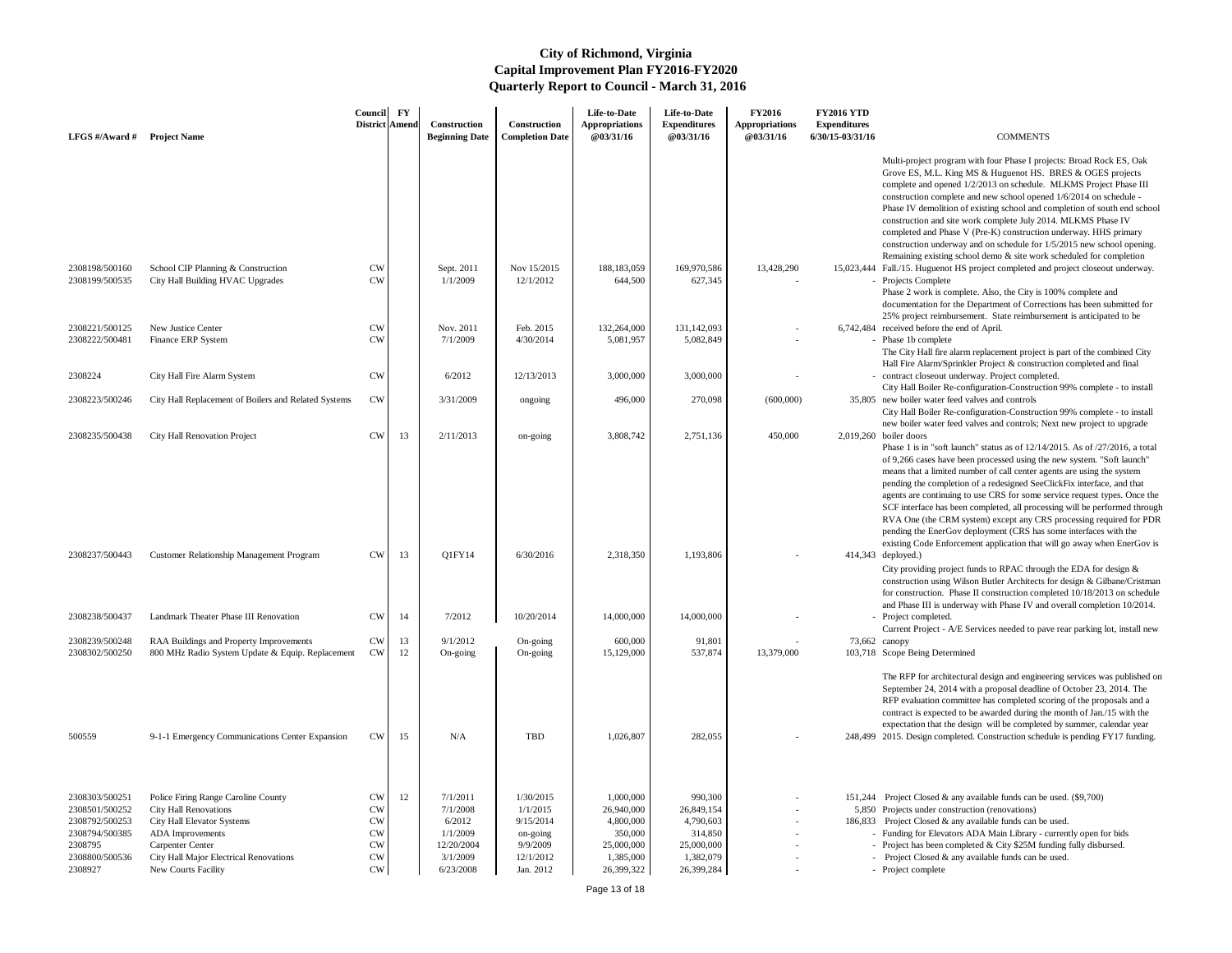# City of Richmond, Virginia
## Capital Improvement Plan FY2016-FY2020
### Quarterly Report to Council - March 31, 2016

| LFGS #/Award # | Project Name | Council District | FY Amend | Construction Beginning Date | Construction Completion Date | Life-to-Date Appropriations @03/31/16 | Life-to-Date Expenditures @03/31/16 | FY2016 Appropriations @03/31/16 | FY2016 YTD Expenditures 6/30/15-03/31/16 | COMMENTS |
|---|---|---|---|---|---|---|---|---|---|---|
| 2308198/500160 | School CIP Planning & Construction | CW | | Sept. 2011 | Nov 15/2015 | 188,183,059 | 169,970,586 | 13,428,290 | 15,023,444 | Multi-project program with four Phase I projects: Broad Rock ES, Oak Grove ES, M.L. King MS & Huguenot HS. BRES & OGES projects complete and opened 1/2/2013 on schedule. MLKMS Project Phase III construction complete and new school opened 1/6/2014 on schedule - Phase IV demolition of existing school and completion of south end school construction and site work complete July 2014. MLKMS Phase IV completed and Phase V (Pre-K) construction underway. HHS primary construction underway and on schedule for 1/5/2015 new school opening. Remaining existing school demo & site work scheduled for completion Fall./15. Huguenot HS project completed and project closeout underway. |
| 2308199/500535 | City Hall Building HVAC Upgrades | CW | | 1/1/2009 | 12/1/2012 | 644,500 | 627,345 | - | - | Projects Complete |
| 2308221/500125 | New Justice Center | CW | | Nov. 2011 | Feb. 2015 | 132,264,000 | 131,142,093 | - | 6,742,484 | Phase 2 work is complete. Also, the City is 100% complete and documentation for the Department of Corrections has been submitted for 25% project reimbursement. State reimbursement is anticipated to be received before the end of April. |
| 2308222/500481 | Finance ERP System | CW | | 7/1/2009 | 4/30/2014 | 5,081,957 | 5,082,849 | - | - | Phase 1b complete |
| 2308224 | City Hall Fire Alarm System | CW | | 6/2012 | 12/13/2013 | 3,000,000 | 3,000,000 | - | - | The City Hall fire alarm replacement project is part of the combined City Hall Fire Alarm/Sprinkler Project & construction completed and final contract closeout underway. Project completed. |
| 2308223/500246 | City Hall Replacement of Boilers and Related Systems | CW | | 3/31/2009 | ongoing | 496,000 | 270,098 | (600,000) | 35,805 | City Hall Boiler Re-configuration-Construction 99% complete - to install new boiler water feed valves and controls |
| 2308235/500438 | City Hall Renovation Project | CW | 13 | 2/11/2013 | on-going | 3,808,742 | 2,751,136 | 450,000 | 2,019,260 | City Hall Boiler Re-configuration-Construction 99% complete - to install new boiler water feed valves and controls; Next new project to upgrade boiler doors |
| 2308237/500443 | Customer Relationship Management Program | CW | 13 | Q1FY14 | 6/30/2016 | 2,318,350 | 1,193,806 | - | 414,343 | Phase 1 is in "soft launch" status as of 12/14/2015. As of /27/2016, a total of 9,266 cases have been processed using the new system. "Soft launch" means that a limited number of call center agents are using the system pending the completion of a redesigned SeeClickFix interface, and that agents are continuing to use CRS for some service request types. Once the SCF interface has been completed, all processing will be performed through RVA One (the CRM system) except any CRS processing required for PDR pending the EnerGov deployment (CRS has some interfaces with the existing Code Enforcement application that will go away when EnerGov is deployed.) |
| 2308238/500437 | Landmark Theater Phase III Renovation | CW | 14 | 7/2012 | 10/20/2014 | 14,000,000 | 14,000,000 | - | - | City providing project funds to RPAC through the EDA for design & construction using Wilson Butler Architects for design & Gilbane/Cristman for construction. Phase II construction completed 10/18/2013 on schedule and Phase III is underway with Phase IV and overall completion 10/2014. Project completed. |
| 2308239/500248 | RAA Buildings and Property Improvements | CW | 13 | 9/1/2012 | On-going | 600,000 | 91,801 | - | 73,662 | Current Project - A/E Services needed to pave rear parking lot, install new canopy |
| 2308302/500250 | 800 MHz Radio System Update & Equip. Replacement | CW | 12 | On-going | On-going | 15,129,000 | 537,874 | 13,379,000 | 103,718 | Scope Being Determined |
| 500559 | 9-1-1 Emergency Communications Center Expansion | CW | 15 | N/A | TBD | 1,026,807 | 282,055 | - | 248,499 | The RFP for architectural design and engineering services was published on September 24, 2014 with a proposal deadline of October 23, 2014. The RFP evaluation committee has completed scoring of the proposals and a contract is expected to be awarded during the month of Jan./15 with the expectation that the design will be completed by summer, calendar year 2015. Design completed. Construction schedule is pending FY17 funding. |
| 2308303/500251 | Police Firing Range Caroline County | CW | 12 | 7/1/2011 | 1/30/2015 | 1,000,000 | 990,300 | - | 151,244 | Project Closed & any available funds can be used. ($9,700) |
| 2308501/500252 | City Hall Renovations | CW | | 7/1/2008 | 1/1/2015 | 26,940,000 | 26,849,154 | - | 5,850 | Projects under construction (renovations) |
| 2308792/500253 | City Hall Elevator Systems | CW | | 6/2012 | 9/15/2014 | 4,800,000 | 4,790,603 | - | 186,833 | Project Closed & any available funds can be used. |
| 2308794/500385 | ADA Improvements | CW | | 1/1/2009 | on-going | 350,000 | 314,850 | - | - | Funding for Elevators ADA Main Library - currently open for bids |
| 2308795 | Carpenter Center | CW | | 12/20/2004 | 9/9/2009 | 25,000,000 | 25,000,000 | - | - | Project has been completed & City $25M funding fully disbursed. |
| 2308800/500536 | City Hall Major Electrical Renovations | CW | | 3/1/2009 | 12/1/2012 | 1,385,000 | 1,382,079 | - | - | Project Closed & any available funds can be used. |
| 2308927 | New Courts Facility | CW | | 6/23/2008 | Jan. 2012 | 26,399,322 | 26,399,284 | - | - | Project complete |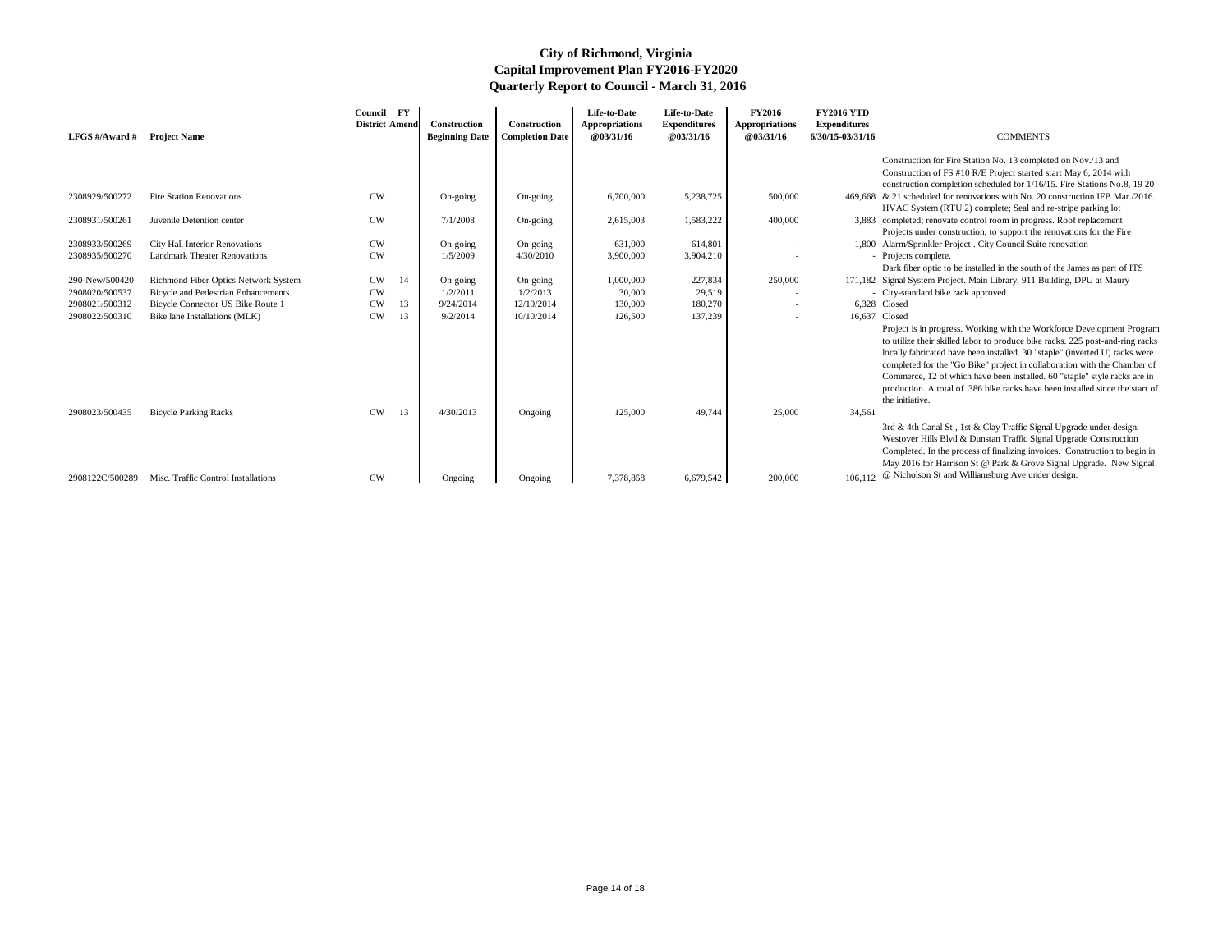# City of Richmond, Virginia
## Capital Improvement Plan FY2016-FY2020
## Quarterly Report to Council - March 31, 2016

| LFGS #/Award # | Project Name | Council District | FY Amend | Construction Beginning Date | Construction Completion Date | Life-to-Date Appropriations @03/31/16 | Life-to-Date Expenditures @03/31/16 | FY2016 Appropriations @03/31/16 | FY2016 YTD Expenditures 6/30/15-03/31/16 | COMMENTS |
|---|---|---|---|---|---|---|---|---|---|---|
| 2308929/500272 | Fire Station Renovations | CW | | On-going | On-going | 6,700,000 | 5,238,725 | 500,000 | 469,668 | Construction for Fire Station No. 13 completed on Nov./13 and Construction of FS #10 R/E Project started start May 6, 2014 with construction completion scheduled for 1/16/15. Fire Stations No.8, 19 20 & 21 scheduled for renovations with No. 20 construction IFB Mar./2016. |
| 2308931/500261 | Juvenile Detention center | CW | | 7/1/2008 | On-going | 2,615,003 | 1,583,222 | 400,000 | 3,883 | HVAC System (RTU 2) complete; Seal and re-stripe parking lot completed; renovate control room in progress. Roof replacement |
| 2308933/500269 | City Hall Interior Renovations | CW | | On-going | On-going | 631,000 | 614,801 | - | 1,800 | Projects under construction, to support the renovations for the Fire Alarm/Sprinkler Project . City Council Suite renovation |
| 2308935/500270 | Landmark Theater Renovations | CW | | 1/5/2009 | 4/30/2010 | 3,900,000 | 3,904,210 | - | - | Projects complete. |
| 290-New/500420 | Richmond Fiber Optics Network System | CW | 14 | On-going | On-going | 1,000,000 | 227,834 | 250,000 | 171,182 | Dark fiber optic to be installed in the south of the James as part of ITS Signal System Project. Main Library, 911 Building, DPU at Maury |
| 2908020/500537 | Bicycle and Pedestrian Enhancements | CW | | 1/2/2011 | 1/2/2013 | 30,000 | 29,519 | - | - | City-standard bike rack approved. |
| 2908021/500312 | Bicycle Connector US Bike Route 1 | CW | 13 | 9/24/2014 | 12/19/2014 | 130,000 | 180,270 | - | 6,328 | Closed |
| 2908022/500310 | Bike lane Installations (MLK) | CW | 13 | 9/2/2014 | 10/10/2014 | 126,500 | 137,239 | - | 16,637 | Closed |
| 2908023/500435 | Bicycle Parking Racks | CW | 13 | 4/30/2013 | Ongoing | 125,000 | 49,744 | 25,000 | 34,561 | Project is in progress. Working with the Workforce Development Program to utilize their skilled labor to produce bike racks. 225 post-and-ring racks locally fabricated have been installed. 30 "staple" (inverted U) racks were completed for the "Go Bike" project in collaboration with the Chamber of Commerce, 12 of which have been installed. 60 "staple" style racks are in production. A total of 386 bike racks have been installed since the start of the initiative. |
| 2908122C/500289 | Misc. Traffic Control Installations | CW | | Ongoing | Ongoing | 7,378,858 | 6,679,542 | 200,000 | 106,112 | 3rd & 4th Canal St , 1st & Clay Traffic Signal Upgrade under design. Westover Hills Blvd & Dunstan Traffic Signal Upgrade Construction Completed. In the process of finalizing invoices. Construction to begin in May 2016 for Harrison St @ Park & Grove Signal Upgrade. New Signal @ Nicholson St and Williamsburg Ave under design. |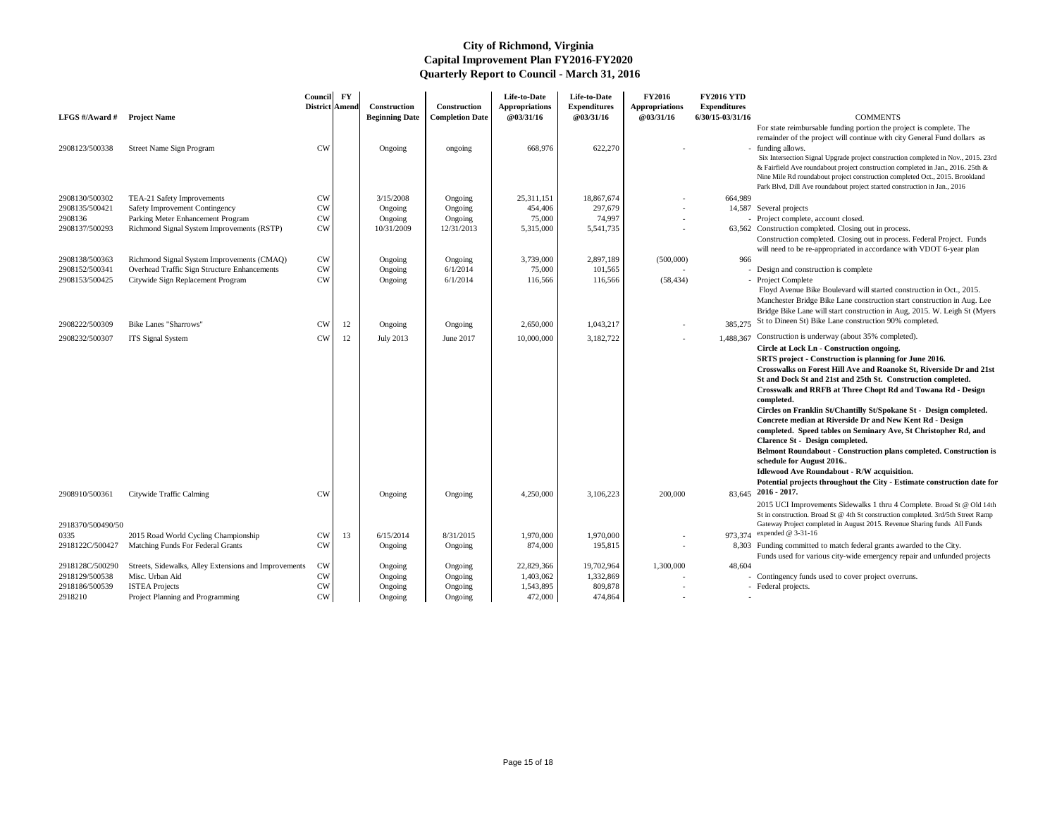# City of Richmond, Virginia
## Capital Improvement Plan FY2016-FY2020
## Quarterly Report to Council - March 31, 2016

| LFGS #/Award # | Project Name | Council District | FY Amend | Construction Beginning Date | Construction Completion Date | Life-to-Date Appropriations @03/31/16 | Life-to-Date Expenditures @03/31/16 | FY2016 Appropriations @03/31/16 | FY2016 YTD Expenditures 6/30/15-03/31/16 | COMMENTS |
|---|---|---|---|---|---|---|---|---|---|---|
| 2908123/500338 | Street Name Sign Program | CW | | Ongoing | ongoing | 668,976 | 622,270 | - | - | For state reimbursable funding portion the project is complete. The remainder of the project will continue with city General Fund dollars as funding allows. |
| 2908130/500302 | TEA-21 Safety Improvements | CW | | 3/15/2008 | Ongoing | 25,311,151 | 18,867,674 | - | 664,989 | Six Intersection Signal Upgrade project construction completed in Nov., 2015. 23rd & Fairfield Ave roundabout project construction completed in Jan., 2016. 25th & Nine Mile Rd roundabout project construction completed Oct., 2015. Brookland Park Blvd, Dill Ave roundabout project started construction in Jan., 2016 |
| 2908135/500421 | Safety Improvement Contingency | CW | | Ongoing | Ongoing | 454,406 | 297,679 | - | 14,587 | Several projects |
| 2908136 | Parking Meter Enhancement Program | CW | | Ongoing | Ongoing | 75,000 | 74,997 | - | - | Project complete, account closed. |
| 2908137/500293 | Richmond Signal System Improvements (RSTP) | CW | | 10/31/2009 | 12/31/2013 | 5,315,000 | 5,541,735 | - | 63,562 | Construction completed. Closing out in process. |
| 2908138/500363 | Richmond Signal System Improvements (CMAQ) | CW | | Ongoing | Ongoing | 3,739,000 | 2,897,189 | (500,000) | 966 | Construction completed. Closing out in process. Federal Project. Funds will need to be re-appropriated in accordance with VDOT 6-year plan |
| 2908152/500341 | Overhead Traffic Sign Structure Enhancements | CW | | Ongoing | 6/1/2014 | 75,000 | 101,565 | - | - | Design and construction is complete |
| 2908153/500425 | Citywide Sign Replacement Program | CW | | Ongoing | 6/1/2014 | 116,566 | 116,566 | (58,434) | - | Project Complete |
| 2908222/500309 | Bike Lanes "Sharrows" | CW | 12 | Ongoing | Ongoing | 2,650,000 | 1,043,217 | - | 385,275 | Floyd Avenue Bike Boulevard will started construction in Oct., 2015. Manchester Bridge Bike Lane construction start construction in Aug. Lee Bridge Bike Lane will start construction in Aug, 2015. W. Leigh St (Myers St to Dineen St) Bike Lane construction 90% completed. |
| 2908232/500307 | ITS Signal System | CW | 12 | July 2013 | June 2017 | 10,000,000 | 3,182,722 | - | 1,488,367 | Construction is underway (about 35% completed). |
| 2908910/500361 | Citywide Traffic Calming | CW | | Ongoing | Ongoing | 4,250,000 | 3,106,223 | 200,000 | 83,645 | **Circle at Lock Ln - Construction ongoing. SRTS project - Construction is planning for June 2016. Crosswalks on Forest Hill Ave and Roanoke St, Riverside Dr and 21st St and Dock St and 21st and 25th St. Construction completed. Crosswalk and RRFB at Three Chopt Rd and Towana Rd - Design completed. Circles on Franklin St/Chantilly St/Spokane St - Design completed. Concrete median at Riverside Dr and New Kent Rd - Design completed. Speed tables on Seminary Ave, St Christopher Rd, and Clarence St - Design completed. Belmont Roundabout - Construction plans completed. Construction is schedule for August 2016.. Idlewood Ave Roundabout - R/W acquisition. Potential projects throughout the City - Estimate construction date for 2016 - 2017.** |
| 2918370/500490/500335 | 2015 Road World Cycling Championship | CW | 13 | 6/15/2014 | 8/31/2015 | 1,970,000 | 1,970,000 | - | 973,374 | 2015 UCI Improvements Sidewalks 1 thru 4 Complete. Broad St @ Old 14th St in construction. Broad St @ 4th St construction completed. 3rd/5th Street Ramp Gateway Project completed in August 2015. Revenue Sharing funds All Funds expended @ 3-31-16 |
| 2918122C/500427 | Matching Funds For Federal Grants | CW | | Ongoing | Ongoing | 874,000 | 195,815 | - | 8,303 | Funding committed to match federal grants awarded to the City. |
| 2918128C/500290 | Streets, Sidewalks, Alley Extensions and Improvements | CW | | Ongoing | Ongoing | 22,829,366 | 19,702,964 | 1,300,000 | 48,604 | Funds used for various city-wide emergency repair and unfunded projects |
| 2918129/500538 | Misc. Urban Aid | CW | | Ongoing | Ongoing | 1,403,062 | 1,332,869 | - | - | Contingency funds used to cover project overruns. |
| 2918186/500539 | ISTEA Projects | CW | | Ongoing | Ongoing | 1,543,895 | 809,878 | - | - | Federal projects. |
| 2918210 | Project Planning and Programming | CW | | Ongoing | Ongoing | 472,000 | 474,864 | - | - | |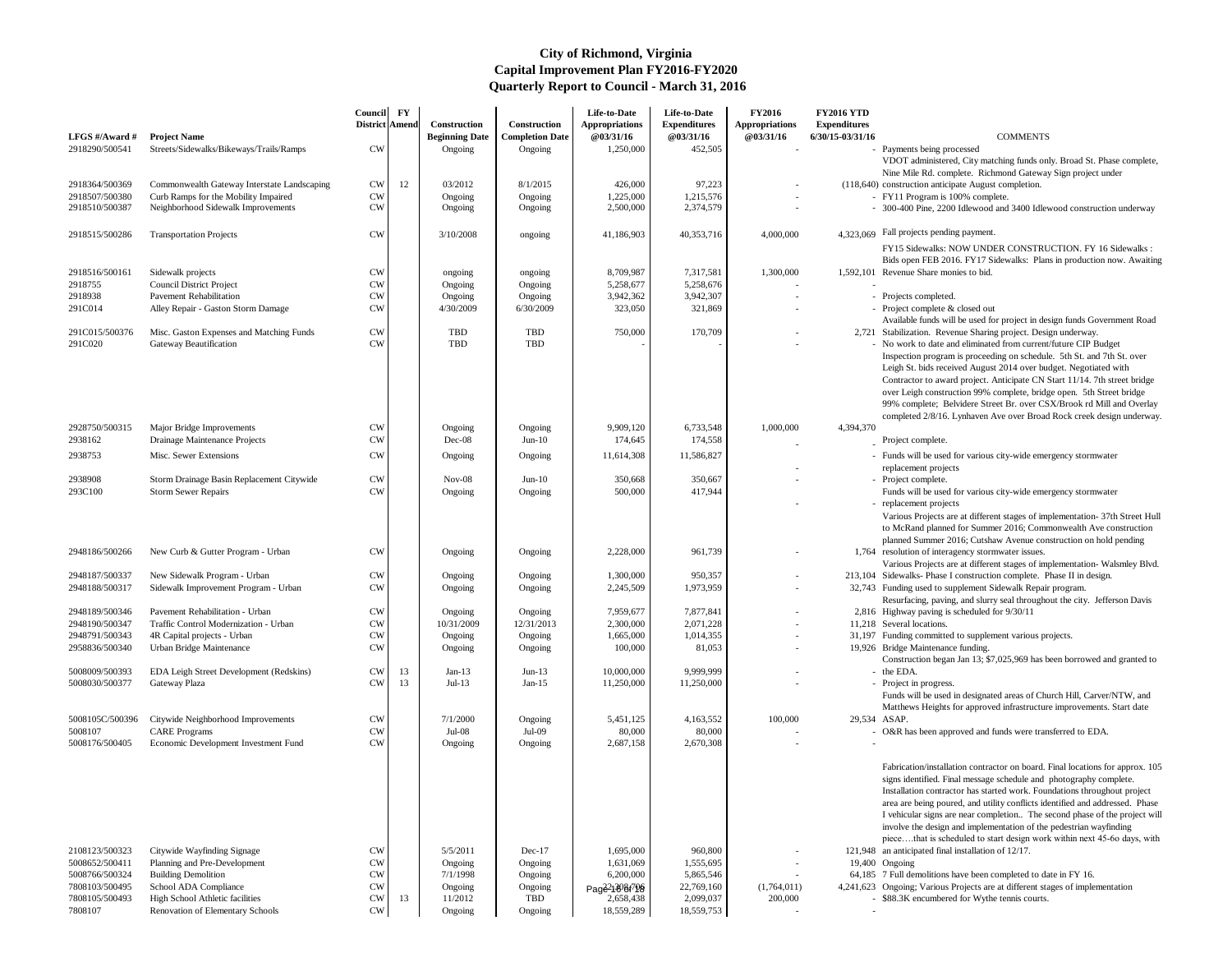# City of Richmond, Virginia
## Capital Improvement Plan FY2016-FY2020
### Quarterly Report to Council - March 31, 2016

| LFGS #/Award # | Project Name | Council District | FY Amend | Construction Beginning Date | Construction Completion Date | Life-to-Date Appropriations @03/31/16 | Life-to-Date Expenditures @03/31/16 | FY2016 Appropriations @03/31/16 | FY2016 YTD Expenditures 6/30/15-03/31/16 | COMMENTS |
|---|---|---|---|---|---|---|---|---|---|---|
| 2918290/500541 | Streets/Sidewalks/Bikeways/Trails/Ramps | CW | | Ongoing | Ongoing | 1,250,000 | 452,505 | - | - | Payments being processed |
| 2918364/500369 | Commonwealth Gateway Interstate Landscaping | CW | 12 | 03/2012 | 8/1/2015 | 426,000 | 97,223 | - | (118,640) | VDOT administered, City matching funds only. Broad St. Phase complete, Nine Mile Rd. complete. Richmond Gateway Sign project under construction anticipate August completion. |
| 2918507/500380 | Curb Ramps for the Mobility Impaired | CW | | Ongoing | Ongoing | 1,225,000 | 1,215,576 | - | - | FY11 Program is 100% complete. |
| 2918510/500387 | Neighborhood Sidewalk Improvements | CW | | Ongoing | Ongoing | 2,500,000 | 2,374,579 | - | - | 300-400 Pine, 2200 Idlewood and 3400 Idlewood construction underway |
| 2918515/500286 | Transportation Projects | CW | | 3/10/2008 | ongoing | 41,186,903 | 40,353,716 | 4,000,000 | 4,323,069 | Fall projects pending payment. |
| 2918516/500161 | Sidewalk projects | CW | | ongoing | ongoing | 8,709,987 | 7,317,581 | 1,300,000 | 1,592,101 | FY15 Sidewalks: NOW UNDER CONSTRUCTION. FY 16 Sidewalks : Bids open FEB 2016. FY17 Sidewalks: Plans in production now. Awaiting Revenue Share monies to bid. |
| 2918755 | Council District Project | CW | | Ongoing | Ongoing | 5,258,677 | 5,258,676 | - | - | |
| 2918938 | Pavement Rehabilitation | CW | | Ongoing | Ongoing | 3,942,362 | 3,942,307 | - | - | Projects completed. |
| 291C014 | Alley Repair - Gaston Storm Damage | CW | | 4/30/2009 | 6/30/2009 | 323,050 | 321,869 | - | - | Project complete & closed out |
| 291C015/500376 | Misc. Gaston Expenses and Matching Funds | CW | | TBD | TBD | 750,000 | 170,709 | - | 2,721 | Available funds will be used for project in design funds Government Road Stabilization. Revenue Sharing project. Design underway. |
| 291C020 | Gateway Beautification | CW | | TBD | TBD | - | - | - | - | No work to date and eliminated from current/future CIP Budget |
| 2928750/500315 | Major Bridge Improvements | CW | | Ongoing | Ongoing | 9,909,120 | 6,733,548 | 1,000,000 | 4,394,370 | Inspection program is proceeding on schedule. 5th St. and 7th St. over Leigh St. bids received August 2014 over budget. Negotiated with Contractor to award project. Anticipate CN Start 11/14. 7th street bridge over Leigh construction 99% complete, bridge open. 5th Street bridge 99% complete; Belvidere Street Br. over CSX/Brook rd Mill and Overlay completed 2/8/16. Lynhaven Ave over Broad Rock creek design underway. |
| 2938162 | Drainage Maintenance Projects | CW | | Dec-08 | Jun-10 | 174,645 | 174,558 | - | - | Project complete. |
| 2938753 | Misc. Sewer Extensions | CW | | Ongoing | Ongoing | 11,614,308 | 11,586,827 | - | - | Funds will be used for various city-wide emergency stormwater replacement projects |
| 2938908 | Storm Drainage Basin Replacement Citywide | CW | | Nov-08 | Jun-10 | 350,668 | 350,667 | - | - | Project complete. |
| 293C100 | Storm Sewer Repairs | CW | | Ongoing | Ongoing | 500,000 | 417,944 | - | - | Funds will be used for various city-wide emergency stormwater replacement projects |
| 2948186/500266 | New Curb & Gutter Program - Urban | CW | | Ongoing | Ongoing | 2,228,000 | 961,739 | - | 1,764 | Various Projects are at different stages of implementation- 37th Street Hull to McRand planned for Summer 2016; Commonwealth Ave construction planned Summer 2016; Cutshaw Avenue construction on hold pending resolution of interagency stormwater issues. |
| 2948187/500337 | New Sidewalk Program - Urban | CW | | Ongoing | Ongoing | 1,300,000 | 950,357 | - | 213,104 | Various Projects are at different stages of implementation- Walsmley Blvd. Sidewalks- Phase I construction complete. Phase II in design. |
| 2948188/500317 | Sidewalk Improvement Program - Urban | CW | | Ongoing | Ongoing | 2,245,509 | 1,973,959 | - | 32,743 | Funding used to supplement Sidewalk Repair program. |
| 2948189/500346 | Pavement Rehabilitation - Urban | CW | | Ongoing | Ongoing | 7,959,677 | 7,877,841 | - | 2,816 | Resurfacing, paving, and slurry seal throughout the city. Jefferson Davis Highway paving is scheduled for 9/30/11 |
| 2948190/500347 | Traffic Control Modernization - Urban | CW | | 10/31/2009 | 12/31/2013 | 2,300,000 | 2,071,228 | - | 11,218 | Several locations. |
| 2948791/500343 | 4R Capital projects - Urban | CW | | Ongoing | Ongoing | 1,665,000 | 1,014,355 | - | 31,197 | Funding committed to supplement various projects. |
| 2958836/500340 | Urban Bridge Maintenance | CW | | Ongoing | Ongoing | 100,000 | 81,053 | - | 19,926 | Bridge Maintenance funding. |
| 5008009/500393 | EDA Leigh Street Development (Redskins) | CW | 13 | Jan-13 | Jun-13 | 10,000,000 | 9,999,999 | - | - | Construction began Jan 13; $7,025,969 has been borrowed and granted to the EDA. |
| 5008030/500377 | Gateway Plaza | CW | 13 | Jul-13 | Jan-15 | 11,250,000 | 11,250,000 | - | - | Project in progress. |
| 5008105C/500396 | Citywide Neighborhood Improvements | CW | | 7/1/2000 | Ongoing | 5,451,125 | 4,163,552 | 100,000 | 29,534 | Funds will be used in designated areas of Church Hill, Carver/NTW, and Matthews Heights for approved infrastructure improvements. Start date ASAP. |
| 5008107 | CARE Programs | CW | | Jul-08 | Jul-09 | 80,000 | 80,000 | - | - | O&R has been approved and funds were transferred to EDA. |
| 5008176/500405 | Economic Development Investment Fund | CW | | Ongoing | Ongoing | 2,687,158 | 2,670,308 | - | - | |
| 2108123/500323 | Citywide Wayfinding Signage | CW | | 5/5/2011 | Dec-17 | 1,695,000 | 960,800 | - | 121,948 | Fabrication/installation contractor on board. Final locations for approx. 105 signs identified. Final message schedule and photography complete. Installation contractor has started work. Foundations throughout project area are being poured, and utility conflicts identified and addressed. Phase I vehicular signs are near completion.. The second phase of the project will involve the design and implementation of the pedestrian wayfinding piece….that is scheduled to start design work within next 45-6o days, with an anticipated final installation of 12/17. |
| 5008652/500411 | Planning and Pre-Development | CW | | Ongoing | Ongoing | 1,631,069 | 1,555,695 | - | 19,400 | Ongoing |
| 5008766/500324 | Building Demolition | CW | | 7/1/1998 | Ongoing | 6,200,000 | 5,865,546 | - | 64,185 | 7 Full demolitions have been completed to date in FY 16. |
| 7808103/500495 | School ADA Compliance | CW | | Ongoing | Ongoing | 22,800,000 | 22,769,160 | (1,764,011) | 4,241,623 | Ongoing; Various Projects are at different stages of implementation |
| 7808105/500493 | High School Athletic facilities | CW | 13 | 11/2012 | TBD | 2,658,438 | 2,099,037 | 200,000 | - | $88.3K encumbered for Wythe tennis courts. |
| 7808107 | Renovation of Elementary Schools | CW | | Ongoing | Ongoing | 18,559,289 | 18,559,753 | - | - | |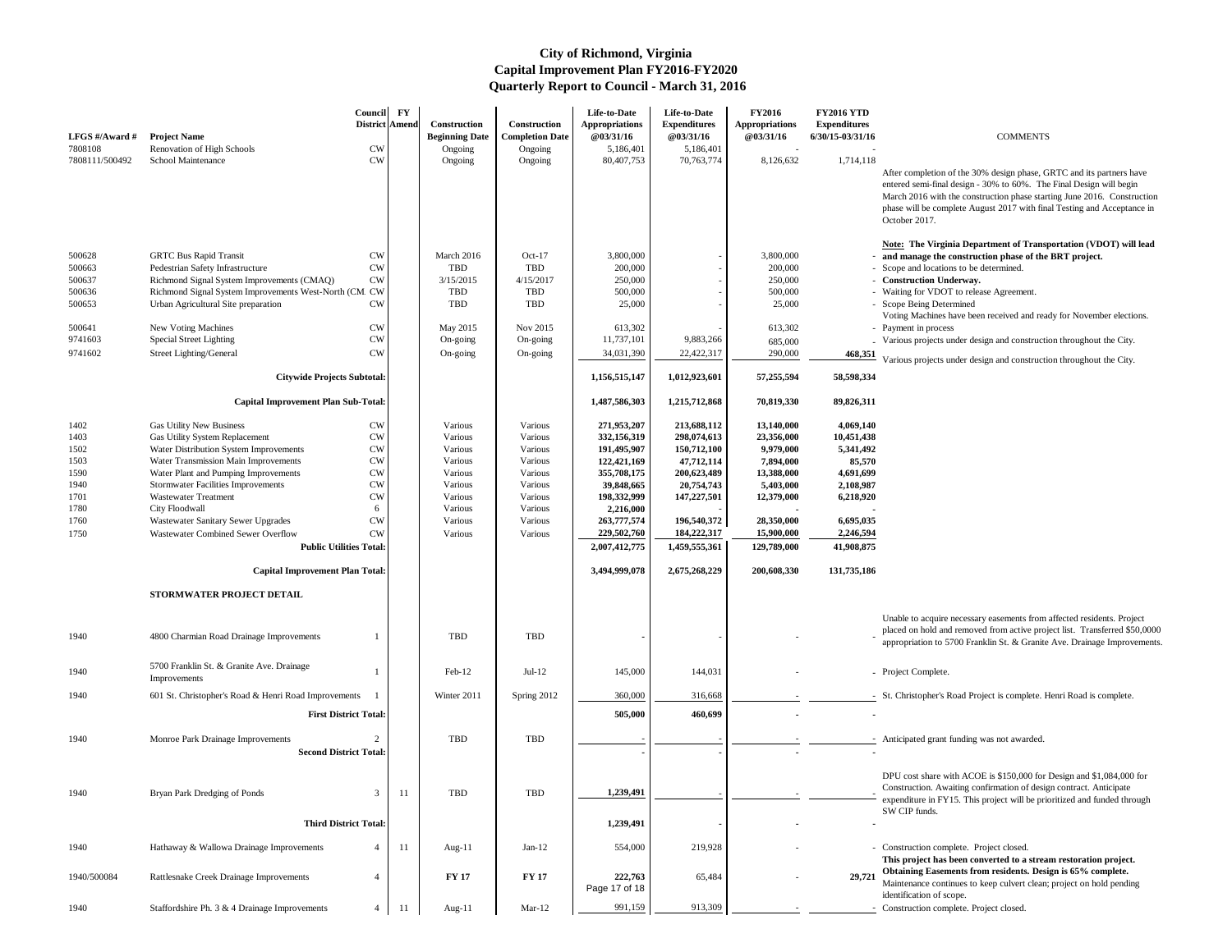# City of Richmond, Virginia
## Capital Improvement Plan FY2016-FY2020
## Quarterly Report to Council - March 31, 2016

| LFGS #/Award # | Project Name | Council District | FY Amend | Construction Beginning Date | Construction Completion Date | Life-to-Date Appropriations @03/31/16 | Life-to-Date Expenditures @03/31/16 | FY2016 Appropriations @03/31/16 | FY2016 YTD Expenditures 6/30/15-03/31/16 | COMMENTS |
|---|---|---|---|---|---|---|---|---|---|---|
| 7808108 | Renovation of High Schools | CW | | Ongoing | Ongoing | 5,186,401 | 5,186,401 | - | - | |
| 7808111/500492 | School Maintenance | CW | | Ongoing | Ongoing | 80,407,753 | 70,763,774 | 8,126,632 | 1,714,118 | |
| 500628 | GRTC Bus Rapid Transit | CW | | March 2016 | Oct-17 | 3,800,000 | - | 3,800,000 | - | After completion of the 30% design phase, GRTC and its partners have entered semi-final design - 30% to 60%. The Final Design will begin March 2016 with the construction phase starting June 2016. Construction phase will be complete August 2017 with final Testing and Acceptance in October 2017. **Note: The Virginia Department of Transportation (VDOT) will lead and manage the construction phase of the BRT project.** |
| 500663 | Pedestrian Safety Infrastructure | CW | | TBD | TBD | 200,000 | - | 200,000 | - | Scope and locations to be determined. |
| 500637 | Richmond Signal System Improvements (CMAQ) | CW | | 3/15/2015 | 4/15/2017 | 250,000 | - | 250,000 | - | **Construction Underway.** |
| 500636 | Richmond Signal System Improvements West-North (CM. | CW | | TBD | TBD | 500,000 | - | 500,000 | - | Waiting for VDOT to release Agreement. |
| 500653 | Urban Agricultural Site preparation | CW | | TBD | TBD | 25,000 | - | 25,000 | - | Scope Being Determined |
| 500641 | New Voting Machines | CW | | May 2015 | Nov 2015 | 613,302 | - | 613,302 | - | Voting Machines have been received and ready for November elections. Payment in process |
| 9741603 | Special Street Lighting | CW | | On-going | On-going | 11,737,101 | 9,883,266 | 685,000 | - | Various projects under design and construction throughout the City. |
| 9741602 | Street Lighting/General | CW | | On-going | On-going | 34,031,390 | 22,422,317 | 290,000 | 468,351 | Various projects under design and construction throughout the City. |
| | **Citywide Projects Subtotal:** | | | | | **1,156,515,147** | **1,012,923,601** | **57,255,594** | **58,598,334** | |
| | **Capital Improvement Plan Sub-Total:** | | | | | **1,487,586,303** | **1,215,712,868** | **70,819,330** | **89,826,311** | |
| 1402 | Gas Utility New Business | CW | | Various | Various | **271,953,207** | **213,688,112** | **13,140,000** | **4,069,140** | |
| 1403 | Gas Utility System Replacement | CW | | Various | Various | **332,156,319** | **298,074,613** | **23,356,000** | **10,451,438** | |
| 1502 | Water Distribution System Improvements | CW | | Various | Various | **191,495,907** | **150,712,100** | **9,979,000** | **5,341,492** | |
| 1503 | Water Transmission Main Improvements | CW | | Various | Various | **122,421,169** | **47,712,114** | **7,894,000** | **85,570** | |
| 1590 | Water Plant and Pumping Improvements | CW | | Various | Various | **355,708,175** | **200,623,489** | **13,388,000** | **4,691,699** | |
| 1940 | Stormwater Facilities Improvements | CW | | Various | Various | **39,848,665** | **20,754,743** | **5,403,000** | **2,108,987** | |
| 1701 | Wastewater Treatment | CW | | Various | Various | **198,332,999** | **147,227,501** | **12,379,000** | **6,218,920** | |
| 1780 | City Floodwall | 6 | | Various | Various | **2,216,000** | - | - | - | |
| 1760 | Wastewater Sanitary Sewer Upgrades | CW | | Various | Various | **263,777,574** | **196,540,372** | **28,350,000** | **6,695,035** | |
| 1750 | Wastewater Combined Sewer Overflow | CW | | Various | Various | **229,502,760** | **184,222,317** | **15,900,000** | **2,246,594** | |
| | **Public Utilities Total:** | | | | | **2,007,412,775** | **1,459,555,361** | **129,789,000** | **41,908,875** | |
| | **Capital Improvement Plan Total:** | | | | | **3,494,999,078** | **2,675,268,229** | **200,608,330** | **131,735,186** | |
| | **STORMWATER PROJECT DETAIL** | | | | | | | | | |
| 1940 | 4800 Charmian Road Drainage Improvements | 1 | | TBD | TBD | - | - | - | - | Unable to acquire necessary easements from affected residents. Project placed on hold and removed from active project list. Transferred $50,0000 appropriation to 5700 Franklin St. & Granite Ave. Drainage Improvements. |
| 1940 | 5700 Franklin St. & Granite Ave. Drainage Improvements | 1 | | Feb-12 | Jul-12 | 145,000 | 144,031 | - | - | Project Complete. |
| 1940 | 601 St. Christopher's Road & Henri Road Improvements | 1 | | Winter 2011 | Spring 2012 | 360,000 | 316,668 | - | - | St. Christopher's Road Project is complete. Henri Road is complete. |
| | **First District Total:** | | | | | **505,000** | **460,699** | **-** | **-** | |
| 1940 | Monroe Park Drainage Improvements | 2 | | TBD | TBD | - | - | - | - | Anticipated grant funding was not awarded. |
| | **Second District Total:** | | | | | - | - | - | - | |
| 1940 | Bryan Park Dredging of Ponds | 3 | 11 | TBD | TBD | **1,239,491** | - | - | - | DPU cost share with ACOE is $150,000 for Design and $1,084,000 for Construction. Awaiting confirmation of design contract. Anticipate expenditure in FY15. This project will be prioritized and funded through SW CIP funds. |
| | **Third District Total:** | | | | | **1,239,491** | - | - | - | |
| 1940 | Hathaway & Wallowa Drainage Improvements | 4 | 11 | Aug-11 | Jan-12 | 554,000 | 219,928 | - | - | Construction complete. Project closed. |
| 1940/500084 | Rattlesnake Creek Drainage Improvements | 4 | | **FY 17** | **FY 17** | **222,763** | 65,484 | - | **29,721** | **This project has been converted to a stream restoration project. Obtaining Easements from residents. Design is 65% complete.** Maintenance continues to keep culvert clean; project on hold pending identification of scope. |
| 1940 | Staffordshire Ph. 3 & 4 Drainage Improvements | 4 | 11 | Aug-11 | Mar-12 | 991,159 | 913,309 | - | - | Construction complete. Project closed. |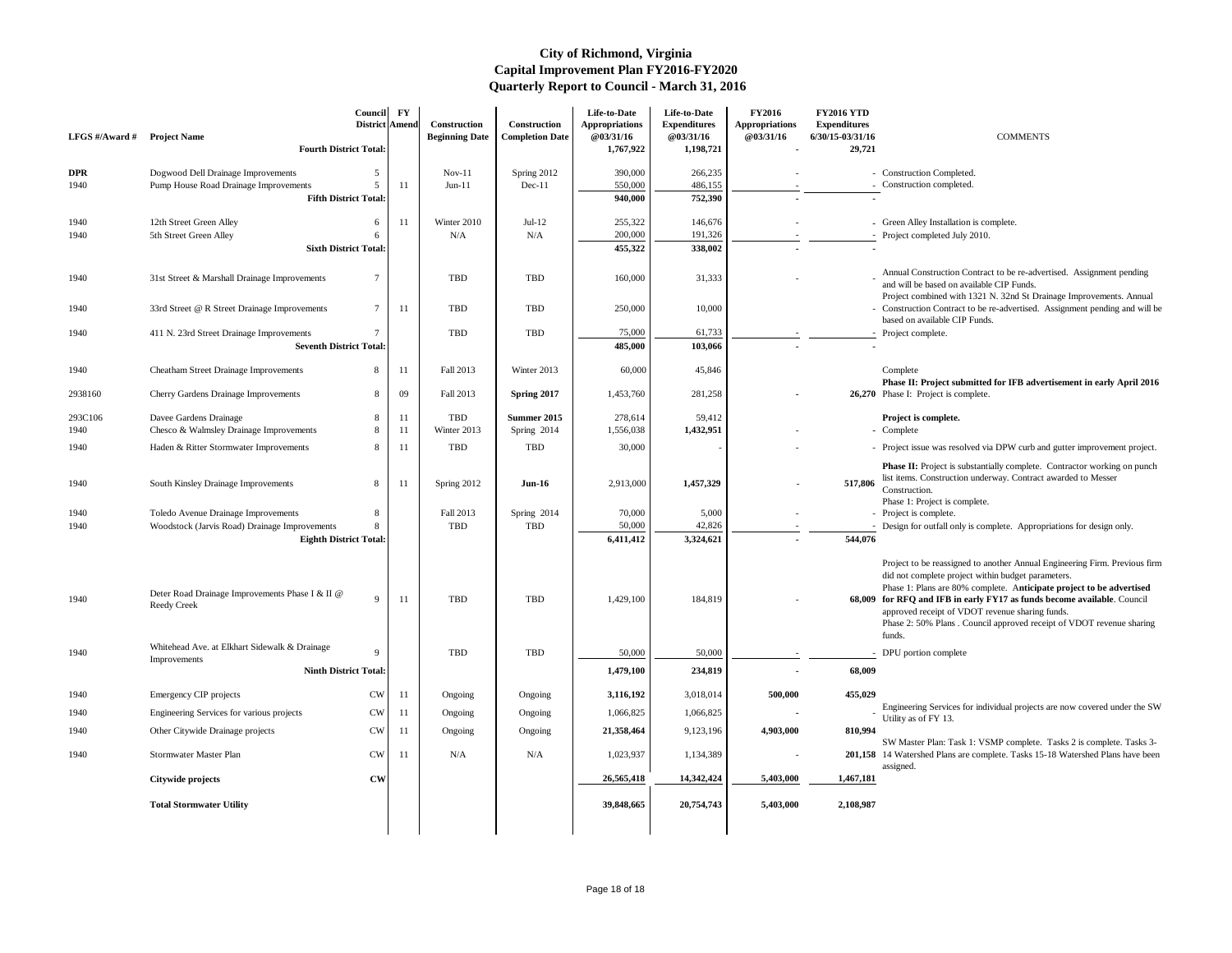# City of Richmond, Virginia
## Capital Improvement Plan FY2016-FY2020
### Quarterly Report to Council - March 31, 2016

| LFGS #/Award # | Project Name | Council District | FY Amend | Construction Beginning Date | Construction Completion Date | Life-to-Date Appropriations @03/31/16 | Life-to-Date Expenditures @03/31/16 | FY2016 Appropriations @03/31/16 | FY2016 YTD Expenditures 6/30/15-03/31/16 | COMMENTS |
|---|---|---|---|---|---|---|---|---|---|---|
| | **Fourth District Total:** | | | | | **1,767,922** | **1,198,721** | **-** | **29,721** | |
| **DPR** | Dogwood Dell Drainage Improvements | 5 | | Nov-11 | Spring 2012 | 390,000 | 266,235 | - | - | Construction Completed. |
| 1940 | Pump House Road Drainage Improvements | 5 | 11 | Jun-11 | Dec-11 | 550,000 | 486,155 | - | - | Construction completed. |
| | **Fifth District Total:** | | | | | **940,000** | **752,390** | **-** | **-** | |
| 1940 | 12th Street Green Alley | 6 | 11 | Winter 2010 | Jul-12 | 255,322 | 146,676 | - | - | Green Alley Installation is complete. |
| 1940 | 5th Street Green Alley | 6 | | N/A | N/A | 200,000 | 191,326 | - | - | Project completed July 2010. |
| | **Sixth District Total:** | | | | | **455,322** | **338,002** | **-** | **-** | |
| 1940 | 31st Street & Marshall Drainage Improvements | 7 | | TBD | TBD | 160,000 | 31,333 | - | - | Annual Construction Contract to be re-advertised. Assignment pending and will be based on available CIP Funds. |
| 1940 | 33rd Street @ R Street Drainage Improvements | 7 | 11 | TBD | TBD | 250,000 | 10,000 | | - | Project combined with 1321 N. 32nd St Drainage Improvements. Annual Construction Contract to be re-advertised. Assignment pending and will be based on available CIP Funds. |
| 1940 | 411 N. 23rd Street Drainage Improvements | 7 | | TBD | TBD | 75,000 | 61,733 | - | - | Project complete. |
| | **Seventh District Total:** | | | | | **485,000** | **103,066** | **-** | **-** | |
| 1940 | Cheatham Street Drainage Improvements | 8 | 11 | Fall 2013 | Winter 2013 | 60,000 | 45,846 | | | Complete |
| 2938160 | Cherry Gardens Drainage Improvements | 8 | 09 | Fall 2013 | **Spring 2017** | 1,453,760 | 281,258 | - | **26,270** | **Phase II: Project submitted for IFB advertisement in early April 2016** Phase I: Project is complete. |
| 293C106 | Davee Gardens Drainage | 8 | 11 | TBD | **Summer 2015** | 278,614 | 59,412 | | | **Project is complete.** |
| 1940 | Chesco & Walmsley Drainage Improvements | 8 | 11 | Winter 2013 | Spring 2014 | 1,556,038 | **1,432,951** | - | - | Complete |
| 1940 | Haden & Ritter Stormwater Improvements | 8 | 11 | TBD | TBD | 30,000 | - | - | - | Project issue was resolved via DPW curb and gutter improvement project. |
| 1940 | South Kinsley Drainage Improvements | 8 | 11 | Spring 2012 | **Jun-16** | 2,913,000 | **1,457,329** | - | **517,806** | **Phase II:** Project is substantially complete. Contractor working on punch list items. Construction underway. Contract awarded to Messer Construction. Phase 1: Project is complete. |
| 1940 | Toledo Avenue Drainage Improvements | 8 | | Fall 2013 | Spring 2014 | 70,000 | 5,000 | - | - | Project is complete. |
| 1940 | Woodstock (Jarvis Road) Drainage Improvements | 8 | | TBD | TBD | 50,000 | 42,826 | - | - | Design for outfall only is complete. Appropriations for design only. |
| | **Eighth District Total:** | | | | | **6,411,412** | **3,324,621** | **-** | **544,076** | |
| 1940 | Deter Road Drainage Improvements Phase I & II @ Reedy Creek | 9 | 11 | TBD | TBD | 1,429,100 | 184,819 | - | **68,009** | Project to be reassigned to another Annual Engineering Firm. Previous firm did not complete project within budget parameters. Phase 1: Plans are 80% complete. **Anticipate project to be advertised for RFQ and IFB in early FY17 as funds become available**. Council approved receipt of VDOT revenue sharing funds. Phase 2: 50% Plans . Council approved receipt of VDOT revenue sharing funds. |
| 1940 | Whitehead Ave. at Elkhart Sidewalk & Drainage Improvements | 9 | | TBD | TBD | 50,000 | 50,000 | - | - | DPU portion complete |
| | **Ninth District Total:** | | | | | **1,479,100** | **234,819** | **-** | **68,009** | |
| 1940 | Emergency CIP projects | CW | 11 | Ongoing | Ongoing | **3,116,192** | 3,018,014 | **500,000** | **455,029** | |
| 1940 | Engineering Services for various projects | CW | 11 | Ongoing | Ongoing | 1,066,825 | 1,066,825 | - | - | Engineering Services for individual projects are now covered under the SW Utility as of FY 13. |
| 1940 | Other Citywide Drainage projects | CW | 11 | Ongoing | Ongoing | **21,358,464** | 9,123,196 | **4,903,000** | **810,994** | |
| 1940 | Stormwater Master Plan | CW | 11 | N/A | N/A | 1,023,937 | 1,134,389 | - | **201,158** | SW Master Plan: Task 1: VSMP complete. Tasks 2 is complete. Tasks 3-14 Watershed Plans are complete. Tasks 15-18 Watershed Plans have been assigned. |
| | **Citywide projects** | **CW** | | | | **26,565,418** | **14,342,424** | **5,403,000** | **1,467,181** | |
| | **Total Stormwater Utility** | | | | | **39,848,665** | **20,754,743** | **5,403,000** | **2,108,987** | |